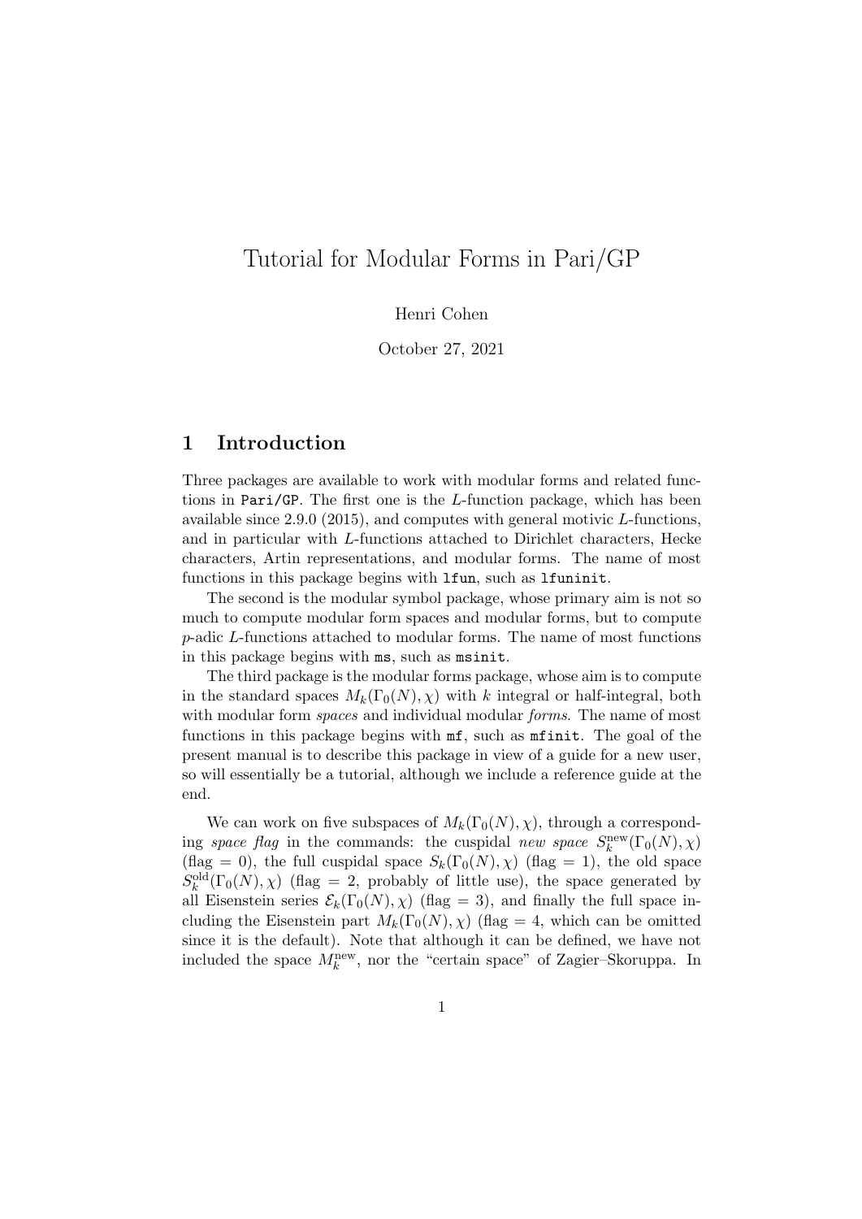# Tutorial for Modular Forms in Pari/GP

Henri Cohen

October 27, 2021

## 1 Introduction

Three packages are available to work with modular forms and related functions in `Pari/GP`. The first one is the $L$-function package, which has been available since 2.9.0 (2015), and computes with general motivic $L$-functions, and in particular with $L$-functions attached to Dirichlet characters, Hecke characters, Artin representations, and modular forms. The name of most functions in this package begins with `lfun`, such as `lfuninit`.

The second is the modular symbol package, whose primary aim is not so much to compute modular form spaces and modular forms, but to compute $p$-adic $L$-functions attached to modular forms. The name of most functions in this package begins with `ms`, such as `msinit`.

The third package is the modular forms package, whose aim is to compute in the standard spaces $M_k(\Gamma_0(N), \chi)$ with $k$ integral or half-integral, both with modular form *spaces* and individual modular *forms*. The name of most functions in this package begins with `mf`, such as `mfinit`. The goal of the present manual is to describe this package in view of a guide for a new user, so will essentially be a tutorial, although we include a reference guide at the end.

We can work on five subspaces of $M_k(\Gamma_0(N), \chi)$, through a corresponding *space flag* in the commands: the cuspidal *new space* $S_k^{\mathrm{new}}(\Gamma_0(N), \chi)$ (flag = 0), the full cuspidal space $S_k(\Gamma_0(N), \chi)$ (flag = 1), the old space $S_k^{\mathrm{old}}(\Gamma_0(N), \chi)$ (flag = 2, probably of little use), the space generated by all Eisenstein series $\mathcal{E}_k(\Gamma_0(N), \chi)$ (flag = 3), and finally the full space including the Eisenstein part $M_k(\Gamma_0(N), \chi)$ (flag = 4, which can be omitted since it is the default). Note that although it can be defined, we have not included the space $M_k^{\mathrm{new}}$, nor the "certain space" of Zagier–Skoruppa. In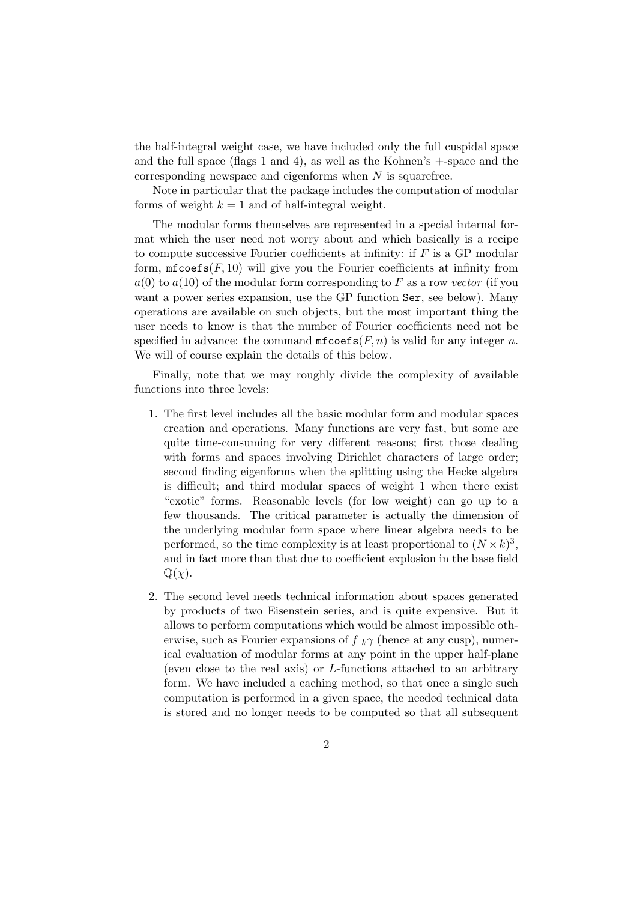the half-integral weight case, we have included only the full cuspidal space and the full space (flags 1 and 4), as well as the Kohnen's +-space and the corresponding newspace and eigenforms when $N$ is squarefree.

Note in particular that the package includes the computation of modular forms of weight $k = 1$ and of half-integral weight.

The modular forms themselves are represented in a special internal format which the user need not worry about and which basically is a recipe to compute successive Fourier coefficients at infinity: if $F$ is a GP modular form, `mfcoefs`$(F, 10)$ will give you the Fourier coefficients at infinity from $a(0)$ to $a(10)$ of the modular form corresponding to $F$ as a row *vector* (if you want a power series expansion, use the GP function `Ser`, see below). Many operations are available on such objects, but the most important thing the user needs to know is that the number of Fourier coefficients need not be specified in advance: the command `mfcoefs`$(F, n)$ is valid for any integer $n$. We will of course explain the details of this below.

Finally, note that we may roughly divide the complexity of available functions into three levels:

1. The first level includes all the basic modular form and modular spaces creation and operations. Many functions are very fast, but some are quite time-consuming for very different reasons; first those dealing with forms and spaces involving Dirichlet characters of large order; second finding eigenforms when the splitting using the Hecke algebra is difficult; and third modular spaces of weight 1 when there exist "exotic" forms. Reasonable levels (for low weight) can go up to a few thousands. The critical parameter is actually the dimension of the underlying modular form space where linear algebra needs to be performed, so the time complexity is at least proportional to $(N \times k)^3$, and in fact more than that due to coefficient explosion in the base field $\mathbb{Q}(\chi)$.

2. The second level needs technical information about spaces generated by products of two Eisenstein series, and is quite expensive. But it allows to perform computations which would be almost impossible otherwise, such as Fourier expansions of $f|_k\gamma$ (hence at any cusp), numerical evaluation of modular forms at any point in the upper half-plane (even close to the real axis) or $L$-functions attached to an arbitrary form. We have included a caching method, so that once a single such computation is performed in a given space, the needed technical data is stored and no longer needs to be computed so that all subsequent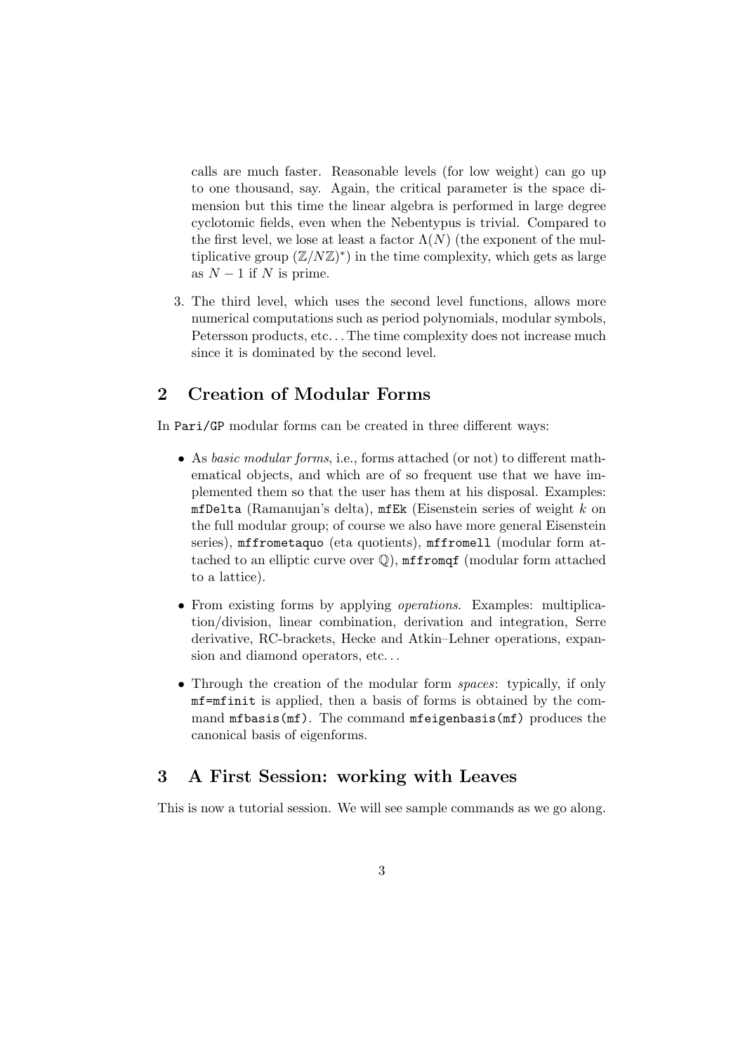calls are much faster. Reasonable levels (for low weight) can go up to one thousand, say. Again, the critical parameter is the space dimension but this time the linear algebra is performed in large degree cyclotomic fields, even when the Nebentypus is trivial. Compared to the first level, we lose at least a factor $\Lambda(N)$ (the exponent of the multiplicative group $(\mathbb{Z}/N\mathbb{Z})^*$) in the time complexity, which gets as large as $N-1$ if $N$ is prime.

3. The third level, which uses the second level functions, allows more numerical computations such as period polynomials, modular symbols, Petersson products, etc... The time complexity does not increase much since it is dominated by the second level.

## 2 Creation of Modular Forms

In `Pari/GP` modular forms can be created in three different ways:

- As *basic modular forms*, i.e., forms attached (or not) to different mathematical objects, and which are of so frequent use that we have implemented them so that the user has them at his disposal. Examples: `mfDelta` (Ramanujan's delta), `mfEk` (Eisenstein series of weight $k$ on the full modular group; of course we also have more general Eisenstein series), `mffrometaquo` (eta quotients), `mffromell` (modular form attached to an elliptic curve over $\mathbb{Q}$), `mffromqf` (modular form attached to a lattice).

- From existing forms by applying *operations*. Examples: multiplication/division, linear combination, derivation and integration, Serre derivative, RC-brackets, Hecke and Atkin–Lehner operations, expansion and diamond operators, etc...

- Through the creation of the modular form *spaces*: typically, if only `mf=mfinit` is applied, then a basis of forms is obtained by the command `mfbasis(mf)`. The command `mfeigenbasis(mf)` produces the canonical basis of eigenforms.

## 3 A First Session: working with Leaves

This is now a tutorial session. We will see sample commands as we go along.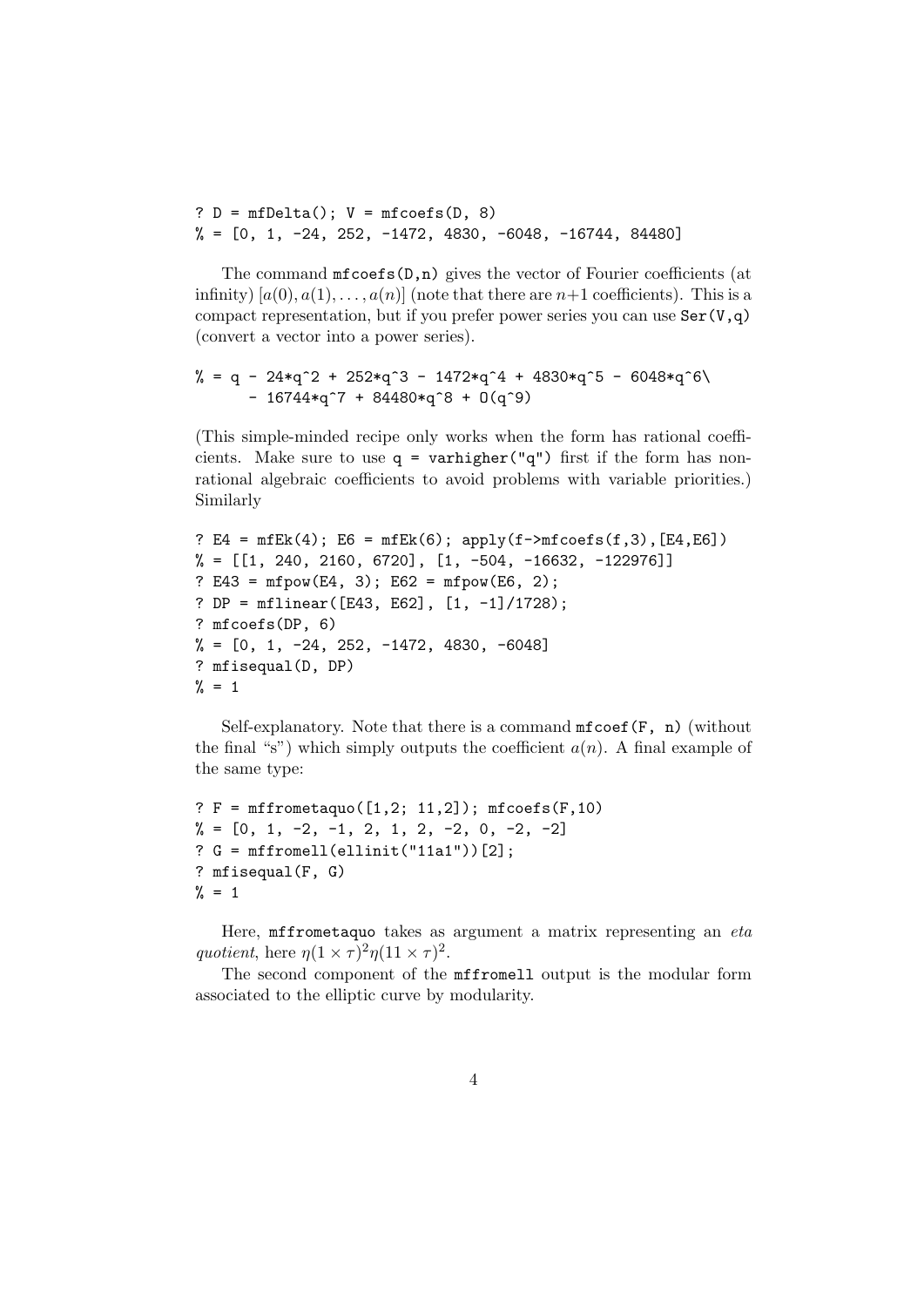```
? D = mfDelta(); V = mfcoefs(D, 8)
% = [0, 1, -24, 252, -1472, 4830, -6048, -16744, 84480]
```

The command `mfcoefs(D,n)` gives the vector of Fourier coefficients (at infinity) $[a(0), a(1), \ldots, a(n)]$ (note that there are $n+1$ coefficients). This is a compact representation, but if you prefer power series you can use `Ser(V,q)` (convert a vector into a power series).

```
% = q - 24*q^2 + 252*q^3 - 1472*q^4 + 4830*q^5 - 6048*q^6\
      - 16744*q^7 + 84480*q^8 + O(q^9)
```

(This simple-minded recipe only works when the form has rational coefficients. Make sure to use `q = varhigher("q")` first if the form has non-rational algebraic coefficients to avoid problems with variable priorities.) Similarly

```
? E4 = mfEk(4); E6 = mfEk(6); apply(f->mfcoefs(f,3),[E4,E6])
% = [[1, 240, 2160, 6720], [1, -504, -16632, -122976]]
? E43 = mfpow(E4, 3); E62 = mfpow(E6, 2);
? DP = mflinear([E43, E62], [1, -1]/1728);
? mfcoefs(DP, 6)
% = [0, 1, -24, 252, -1472, 4830, -6048]
? mfisequal(D, DP)
% = 1
```

Self-explanatory. Note that there is a command `mfcoef(F, n)` (without the final "s") which simply outputs the coefficient $a(n)$. A final example of the same type:

```
? F = mffrometaquo([1,2; 11,2]); mfcoefs(F,10)
% = [0, 1, -2, -1, 2, 1, 2, -2, 0, -2, -2]
? G = mffromell(ellinit("11a1"))[2];
? mfisequal(F, G)
% = 1
```

Here, `mffrometaquo` takes as argument a matrix representing an *eta quotient*, here $\eta(1 \times \tau)^2\eta(11 \times \tau)^2$.

The second component of the `mffromell` output is the modular form associated to the elliptic curve by modularity.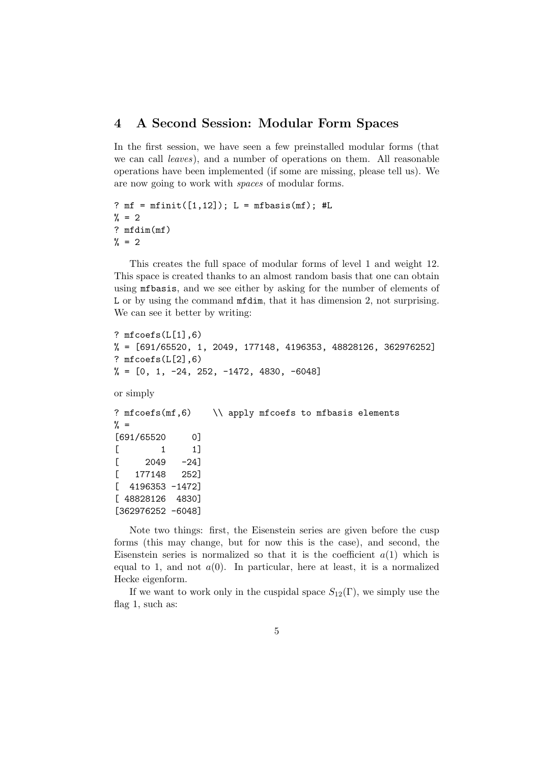## 4 A Second Session: Modular Form Spaces

In the first session, we have seen a few preinstalled modular forms (that we can call *leaves*), and a number of operations on them. All reasonable operations have been implemented (if some are missing, please tell us). We are now going to work with *spaces* of modular forms.

```
? mf = mfinit([1,12]); L = mfbasis(mf); #L
% = 2
? mfdim(mf)
% = 2
```

This creates the full space of modular forms of level 1 and weight 12. This space is created thanks to an almost random basis that one can obtain using `mfbasis`, and we see either by asking for the number of elements of `L` or by using the command `mfdim`, that it has dimension 2, not surprising. We can see it better by writing:

```
? mfcoefs(L[1],6)
% = [691/65520, 1, 2049, 177148, 4196353, 48828126, 362976252]
? mfcoefs(L[2],6)
% = [0, 1, -24, 252, -1472, 4830, -6048]
```

or simply

```
? mfcoefs(mf,6)    \\ apply mfcoefs to mfbasis elements
% =
[691/65520     0]
[        1     1]
[     2049   -24]
[   177148   252]
[  4196353 -1472]
[ 48828126  4830]
[362976252 -6048]
```

Note two things: first, the Eisenstein series are given before the cusp forms (this may change, but for now this is the case), and second, the Eisenstein series is normalized so that it is the coefficient $a(1)$ which is equal to 1, and not $a(0)$. In particular, here at least, it is a normalized Hecke eigenform.

If we want to work only in the cuspidal space $S_{12}(\Gamma)$, we simply use the flag 1, such as: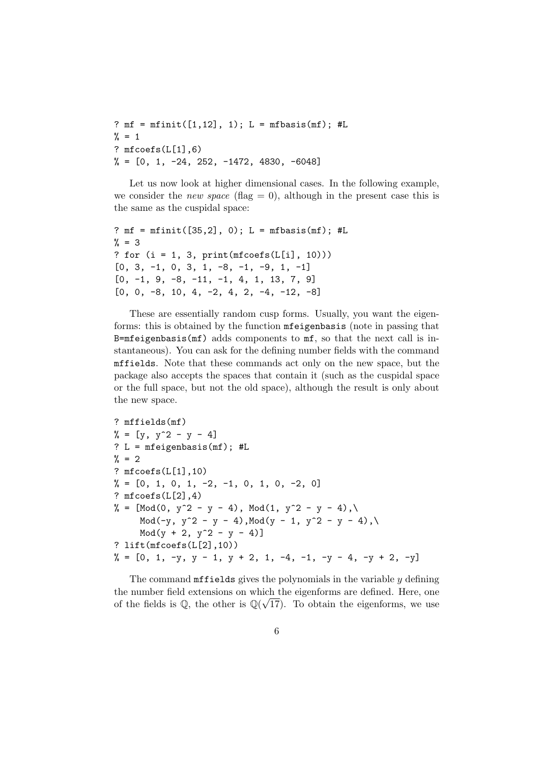```
? mf = mfinit([1,12], 1); L = mfbasis(mf); #L
% = 1
? mfcoefs(L[1],6)
% = [0, 1, -24, 252, -1472, 4830, -6048]
```

Let us now look at higher dimensional cases. In the following example, we consider the *new space* (flag = 0), although in the present case this is the same as the cuspidal space:

```
? mf = mfinit([35,2], 0); L = mfbasis(mf); #L
% = 3
? for (i = 1, 3, print(mfcoefs(L[i], 10)))
[0, 3, -1, 0, 3, 1, -8, -1, -9, 1, -1]
[0, -1, 9, -8, -11, -1, 4, 1, 13, 7, 9]
[0, 0, -8, 10, 4, -2, 4, 2, -4, -12, -8]
```

These are essentially random cusp forms. Usually, you want the eigenforms: this is obtained by the function `mfeigenbasis` (note in passing that `B=mfeigenbasis(mf)` adds components to `mf`, so that the next call is instantaneous). You can ask for the defining number fields with the command `mffields`. Note that these commands act only on the new space, but the package also accepts the spaces that contain it (such as the cuspidal space or the full space, but not the old space), although the result is only about the new space.

```
? mffields(mf)
% = [y, y^2 - y - 4]
? L = mfeigenbasis(mf); #L
% = 2
? mfcoefs(L[1],10)
% = [0, 1, 0, 1, -2, -1, 0, 1, 0, -2, 0]
? mfcoefs(L[2],4)
% = [Mod(0, y^2 - y - 4), Mod(1, y^2 - y - 4),\
     Mod(-y, y^2 - y - 4),Mod(y - 1, y^2 - y - 4),\
     Mod(y + 2, y^2 - y - 4)]
? lift(mfcoefs(L[2],10))
% = [0, 1, -y, y - 1, y + 2, 1, -4, -1, -y - 4, -y + 2, -y]
```

The command `mffields` gives the polynomials in the variable $y$ defining the number field extensions on which the eigenforms are defined. Here, one of the fields is $\mathbb{Q}$, the other is $\mathbb{Q}(\sqrt{17})$. To obtain the eigenforms, we use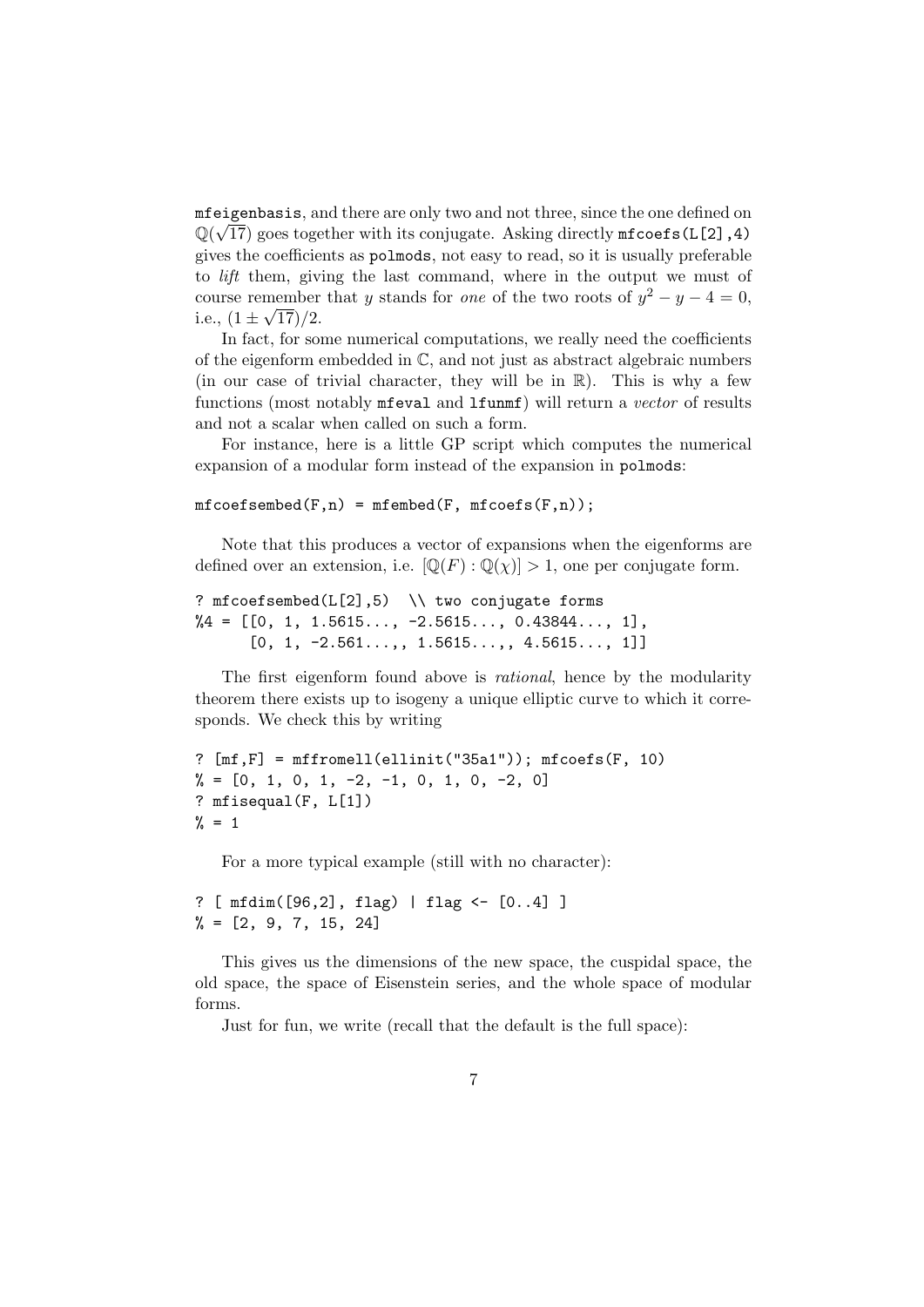`mfeigenbasis`, and there are only two and not three, since the one defined on $\mathbb{Q}(\sqrt{17})$ goes together with its conjugate. Asking directly `mfcoefs(L[2],4)` gives the coefficients as `polmods`, not easy to read, so it is usually preferable to *lift* them, giving the last command, where in the output we must of course remember that $y$ stands for *one* of the two roots of $y^2 - y - 4 = 0$, i.e., $(1 \pm \sqrt{17})/2$.

In fact, for some numerical computations, we really need the coefficients of the eigenform embedded in $\mathbb{C}$, and not just as abstract algebraic numbers (in our case of trivial character, they will be in $\mathbb{R}$). This is why a few functions (most notably `mfeval` and `lfunmf`) will return a *vector* of results and not a scalar when called on such a form.

For instance, here is a little GP script which computes the numerical expansion of a modular form instead of the expansion in `polmods`:

```
mfcoefsembed(F,n) = mfembed(F, mfcoefs(F,n));
```

Note that this produces a vector of expansions when the eigenforms are defined over an extension, i.e. $[\mathbb{Q}(F) : \mathbb{Q}(\chi)] > 1$, one per conjugate form.

```
? mfcoefsembed(L[2],5)  \\ two conjugate forms
%4 = [[0, 1, 1.5615..., -2.5615..., 0.43844..., 1],
      [0, 1, -2.561...,, 1.5615...,, 4.5615..., 1]]
```

The first eigenform found above is *rational*, hence by the modularity theorem there exists up to isogeny a unique elliptic curve to which it corresponds. We check this by writing

```
? [mf,F] = mffromell(ellinit("35a1")); mfcoefs(F, 10)
% = [0, 1, 0, 1, -2, -1, 0, 1, 0, -2, 0]
? mfisequal(F, L[1])
% = 1
```

For a more typical example (still with no character):

```
? [ mfdim([96,2], flag) | flag <- [0..4] ]
% = [2, 9, 7, 15, 24]
```

This gives us the dimensions of the new space, the cuspidal space, the old space, the space of Eisenstein series, and the whole space of modular forms.

Just for fun, we write (recall that the default is the full space):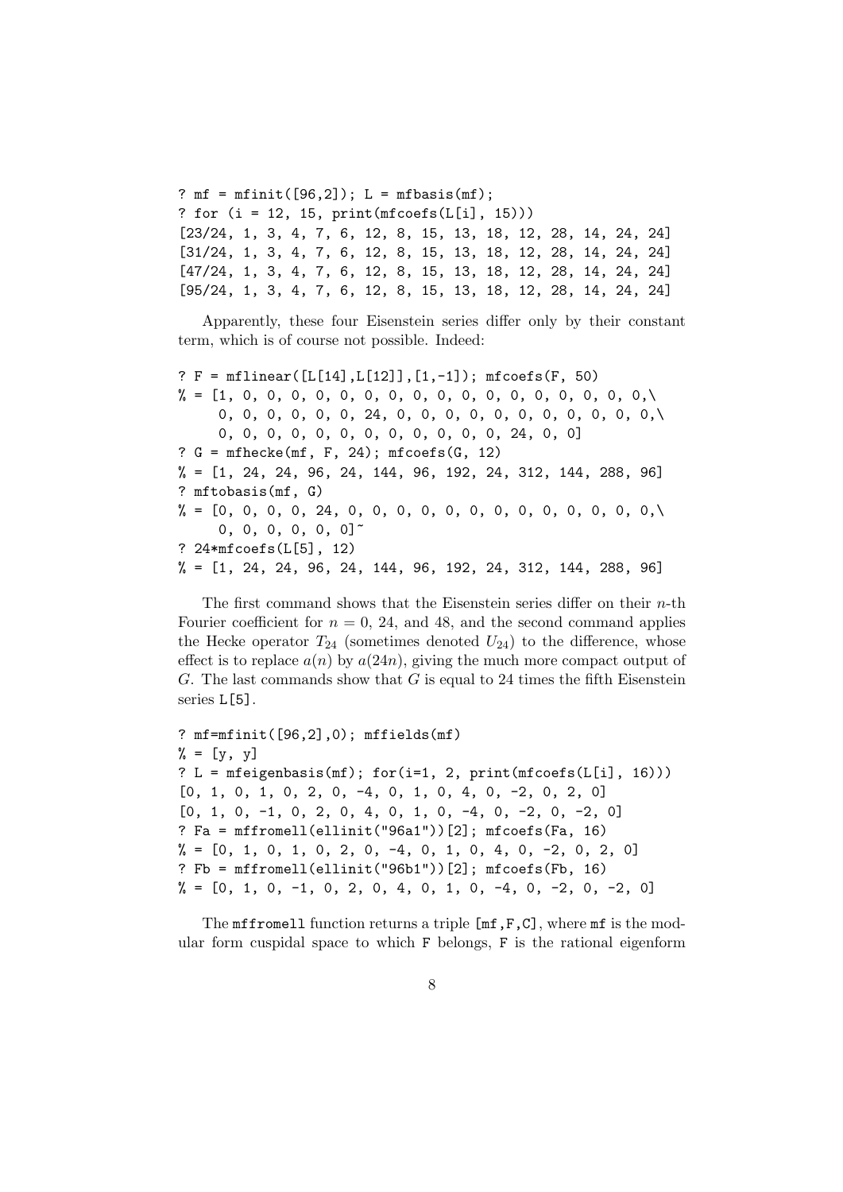```
? mf = mfinit([96,2]); L = mfbasis(mf);
? for (i = 12, 15, print(mfcoefs(L[i], 15)))
[23/24, 1, 3, 4, 7, 6, 12, 8, 15, 13, 18, 12, 28, 14, 24, 24]
[31/24, 1, 3, 4, 7, 6, 12, 8, 15, 13, 18, 12, 28, 14, 24, 24]
[47/24, 1, 3, 4, 7, 6, 12, 8, 15, 13, 18, 12, 28, 14, 24, 24]
[95/24, 1, 3, 4, 7, 6, 12, 8, 15, 13, 18, 12, 28, 14, 24, 24]
```

Apparently, these four Eisenstein series differ only by their constant term, which is of course not possible. Indeed:

```
? F = mflinear([L[14],L[12]],[1,-1]); mfcoefs(F, 50)
% = [1, 0, 0, 0, 0, 0, 0, 0, 0, 0, 0, 0, 0, 0, 0, 0, 0,\
     0, 0, 0, 0, 0, 0, 24, 0, 0, 0, 0, 0, 0, 0, 0, 0, 0,\
     0, 0, 0, 0, 0, 0, 0, 0, 0, 0, 0, 0, 0, 24, 0, 0]
? G = mfhecke(mf, F, 24); mfcoefs(G, 12)
% = [1, 24, 24, 96, 24, 144, 96, 192, 24, 312, 144, 288, 96]
? mftobasis(mf, G)
% = [0, 0, 0, 0, 24, 0, 0, 0, 0, 0, 0, 0, 0, 0, 0, 0, 0,\
     0, 0, 0, 0, 0, 0]~
? 24*mfcoefs(L[5], 12)
% = [1, 24, 24, 96, 24, 144, 96, 192, 24, 312, 144, 288, 96]
```

The first command shows that the Eisenstein series differ on their $n$-th Fourier coefficient for $n = 0$, 24, and 48, and the second command applies the Hecke operator $T_{24}$ (sometimes denoted $U_{24}$) to the difference, whose effect is to replace $a(n)$ by $a(24n)$, giving the much more compact output of $G$. The last commands show that $G$ is equal to 24 times the fifth Eisenstein series `L[5]`.

```
? mf=mfinit([96,2],0); mffields(mf)
% = [y, y]
? L = mfeigenbasis(mf); for(i=1, 2, print(mfcoefs(L[i], 16)))
[0, 1, 0, 1, 0, 2, 0, -4, 0, 1, 0, 4, 0, -2, 0, 2, 0]
[0, 1, 0, -1, 0, 2, 0, 4, 0, 1, 0, -4, 0, -2, 0, -2, 0]
? Fa = mffromell(ellinit("96a1"))[2]; mfcoefs(Fa, 16)
% = [0, 1, 0, 1, 0, 2, 0, -4, 0, 1, 0, 4, 0, -2, 0, 2, 0]
? Fb = mffromell(ellinit("96b1"))[2]; mfcoefs(Fb, 16)
% = [0, 1, 0, -1, 0, 2, 0, 4, 0, 1, 0, -4, 0, -2, 0, -2, 0]
```

The `mffromell` function returns a triple `[mf,F,C]`, where `mf` is the modular form cuspidal space to which `F` belongs, `F` is the rational eigenform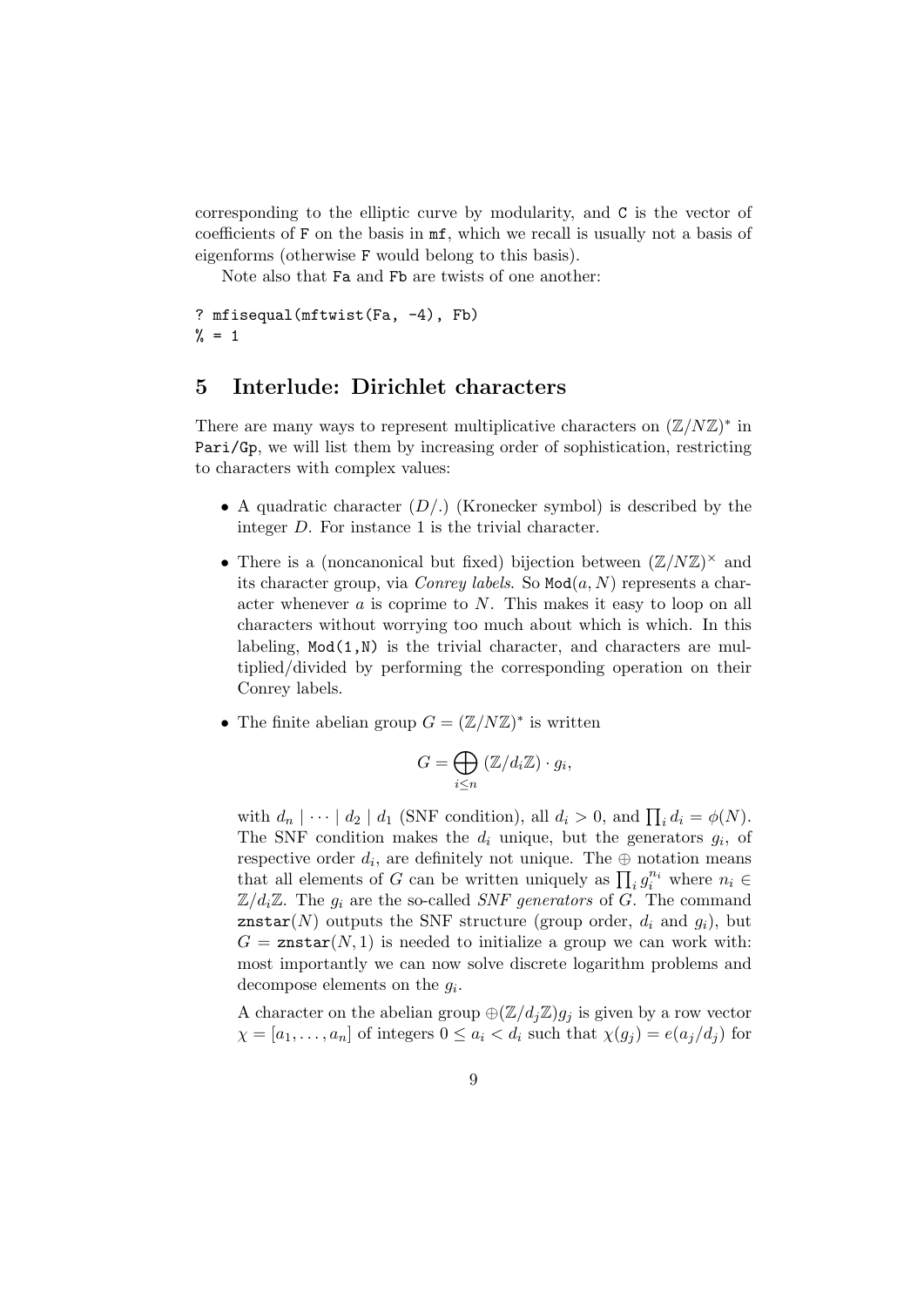corresponding to the elliptic curve by modularity, and `C` is the vector of coefficients of `F` on the basis in `mf`, which we recall is usually not a basis of eigenforms (otherwise `F` would belong to this basis).

Note also that `Fa` and `Fb` are twists of one another:

```
? mfisequal(mftwist(Fa, -4), Fb)
% = 1
```

## 5 Interlude: Dirichlet characters

There are many ways to represent multiplicative characters on $(\mathbb{Z}/N\mathbb{Z})^*$ in Pari/Gp, we will list them by increasing order of sophistication, restricting to characters with complex values:

- A quadratic character $(D/.)$ (Kronecker symbol) is described by the integer $D$. For instance 1 is the trivial character.
- There is a (noncanonical but fixed) bijection between $(\mathbb{Z}/N\mathbb{Z})^\times$ and its character group, via *Conrey labels*. So $\texttt{Mod}(a, N)$ represents a character whenever $a$ is coprime to $N$. This makes it easy to loop on all characters without worrying too much about which is which. In this labeling, `Mod(1,N)` is the trivial character, and characters are multiplied/divided by performing the corresponding operation on their Conrey labels.
- The finite abelian group $G = (\mathbb{Z}/N\mathbb{Z})^*$ is written

$$G = \bigoplus_{i \leq n} (\mathbb{Z}/d_i\mathbb{Z}) \cdot g_i,$$

  with $d_n \mid \cdots \mid d_2 \mid d_1$ (SNF condition), all $d_i > 0$, and $\prod_i d_i = \phi(N)$. The SNF condition makes the $d_i$ unique, but the generators $g_i$, of respective order $d_i$, are definitely not unique. The $\oplus$ notation means that all elements of $G$ can be written uniquely as $\prod_i g_i^{n_i}$ where $n_i \in \mathbb{Z}/d_i\mathbb{Z}$. The $g_i$ are the so-called *SNF generators* of $G$. The command $\texttt{znstar}(N)$ outputs the SNF structure (group order, $d_i$ and $g_i$), but $G = \texttt{znstar}(N, 1)$ is needed to initialize a group we can work with: most importantly we can now solve discrete logarithm problems and decompose elements on the $g_i$.

  A character on the abelian group $\oplus(\mathbb{Z}/d_j\mathbb{Z})g_j$ is given by a row vector $\chi = [a_1, \ldots, a_n]$ of integers $0 \leq a_i < d_i$ such that $\chi(g_j) = e(a_j/d_j)$ for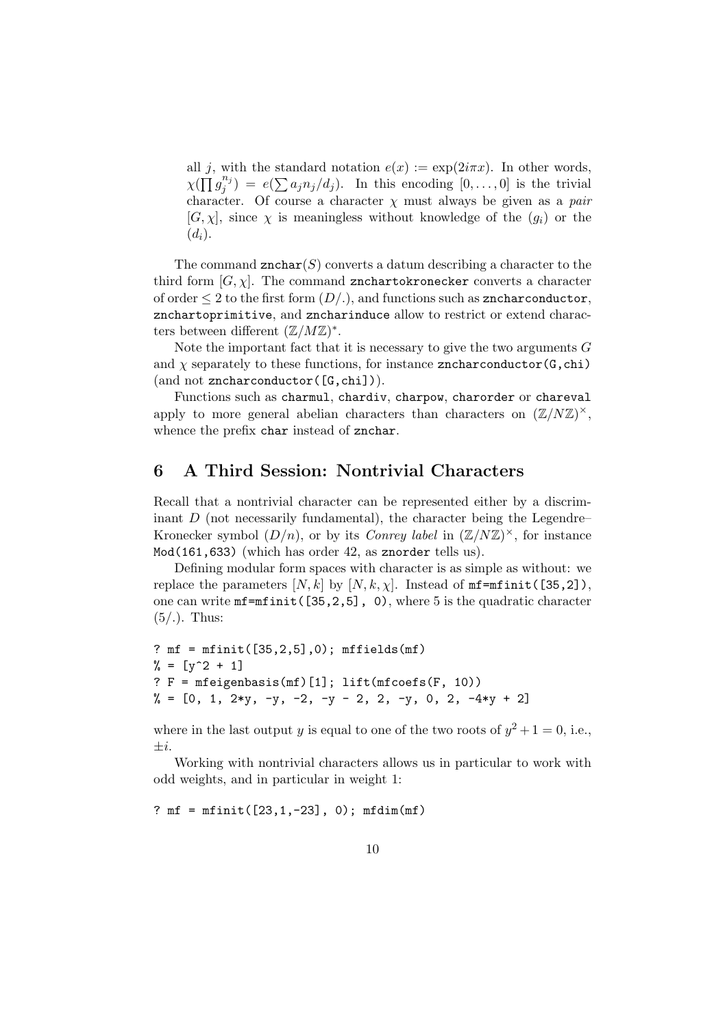all $j$, with the standard notation $e(x) := \exp(2i\pi x)$. In other words, $\chi(\prod g_j^{n_j}) = e(\sum a_j n_j/d_j)$. In this encoding $[0,\ldots,0]$ is the trivial character. Of course a character $\chi$ must always be given as a *pair* $[G,\chi]$, since $\chi$ is meaningless without knowledge of the $(g_i)$ or the $(d_i)$.

The command `znchar`$(S)$ converts a datum describing a character to the third form $[G,\chi]$. The command `znchartokronecker` converts a character of order $\leq 2$ to the first form $(D/.)$, and functions such as `zncharconductor`, `znchartoprimitive`, and `zncharinduce` allow to restrict or extend characters between different $(\mathbb{Z}/M\mathbb{Z})^*$.

Note the important fact that it is necessary to give the two arguments $G$ and $\chi$ separately to these functions, for instance `zncharconductor(G,chi)` (and not `zncharconductor([G,chi])`).

Functions such as `charmul`, `chardiv`, `charpow`, `charorder` or `chareval` apply to more general abelian characters than characters on $(\mathbb{Z}/N\mathbb{Z})^\times$, whence the prefix `char` instead of `znchar`.

## 6 A Third Session: Nontrivial Characters

Recall that a nontrivial character can be represented either by a discriminant $D$ (not necessarily fundamental), the character being the Legendre–Kronecker symbol $(D/n)$, or by its *Conrey label* in $(\mathbb{Z}/N\mathbb{Z})^\times$, for instance `Mod(161,633)` (which has order 42, as `znorder` tells us).

Defining modular form spaces with character is as simple as without: we replace the parameters $[N,k]$ by $[N,k,\chi]$. Instead of `mf=mfinit([35,2])`, one can write `mf=mfinit([35,2,5], 0)`, where 5 is the quadratic character $(5/.)$. Thus:

```
? mf = mfinit([35,2,5],0); mffields(mf)
% = [y^2 + 1]
? F = mfeigenbasis(mf)[1]; lift(mfcoefs(F, 10))
% = [0, 1, 2*y, -y, -2, -y - 2, 2, -y, 0, 2, -4*y + 2]
```

where in the last output $y$ is equal to one of the two roots of $y^2+1=0$, i.e., $\pm i$.

Working with nontrivial characters allows us in particular to work with odd weights, and in particular in weight 1:

```
? mf = mfinit([23,1,-23], 0); mfdim(mf)
```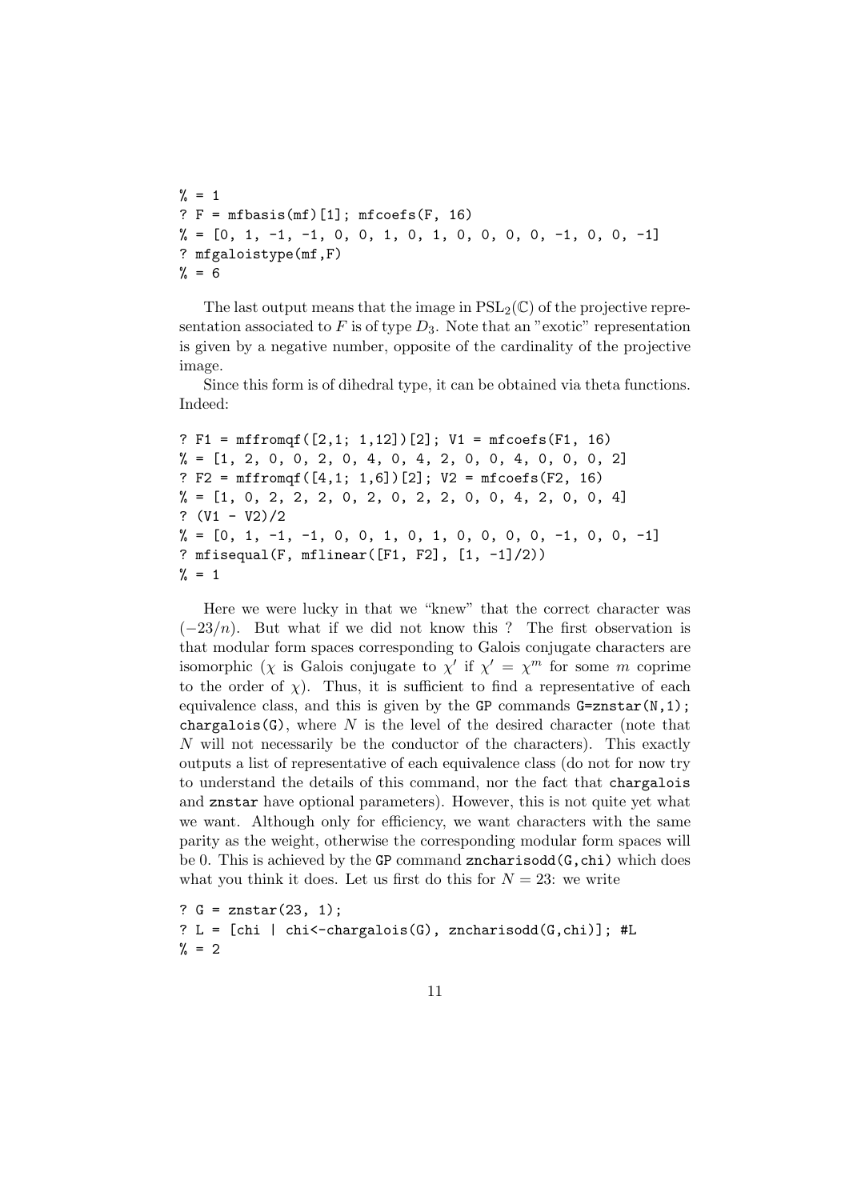```
% = 1
? F = mfbasis(mf)[1]; mfcoefs(F, 16)
% = [0, 1, -1, -1, 0, 0, 1, 0, 1, 0, 0, 0, 0, -1, 0, 0, -1]
? mfgaloistype(mf,F)
% = 6
```

The last output means that the image in $\mathrm{PSL}_2(\mathbb{C})$ of the projective representation associated to $F$ is of type $D_3$. Note that an "exotic" representation is given by a negative number, opposite of the cardinality of the projective image.

Since this form is of dihedral type, it can be obtained via theta functions. Indeed:

```
? F1 = mffromqf([2,1; 1,12])[2]; V1 = mfcoefs(F1, 16)
% = [1, 2, 0, 0, 2, 0, 4, 0, 4, 2, 0, 0, 4, 0, 0, 0, 2]
? F2 = mffromqf([4,1; 1,6])[2]; V2 = mfcoefs(F2, 16)
% = [1, 0, 2, 2, 2, 0, 2, 0, 2, 2, 0, 0, 4, 2, 0, 0, 4]
? (V1 - V2)/2
% = [0, 1, -1, -1, 0, 0, 1, 0, 1, 0, 0, 0, 0, -1, 0, 0, -1]
? mfisequal(F, mflinear([F1, F2], [1, -1]/2))
% = 1
```

Here we were lucky in that we "knew" that the correct character was $(-23/n)$. But what if we did not know this ? The first observation is that modular form spaces corresponding to Galois conjugate characters are isomorphic ($\chi$ is Galois conjugate to $\chi'$ if $\chi' = \chi^m$ for some $m$ coprime to the order of $\chi$). Thus, it is sufficient to find a representative of each equivalence class, and this is given by the GP commands `G=znstar(N,1); chargalois(G)`, where $N$ is the level of the desired character (note that $N$ will not necessarily be the conductor of the characters). This exactly outputs a list of representative of each equivalence class (do not for now try to understand the details of this command, nor the fact that `chargalois` and `znstar` have optional parameters). However, this is not quite yet what we want. Although only for efficiency, we want characters with the same parity as the weight, otherwise the corresponding modular form spaces will be 0. This is achieved by the GP command `zncharisodd(G,chi)` which does what you think it does. Let us first do this for $N = 23$: we write

```
? G = znstar(23, 1);
? L = [chi | chi<-chargalois(G), zncharisodd(G,chi)]; #L
% = 2
```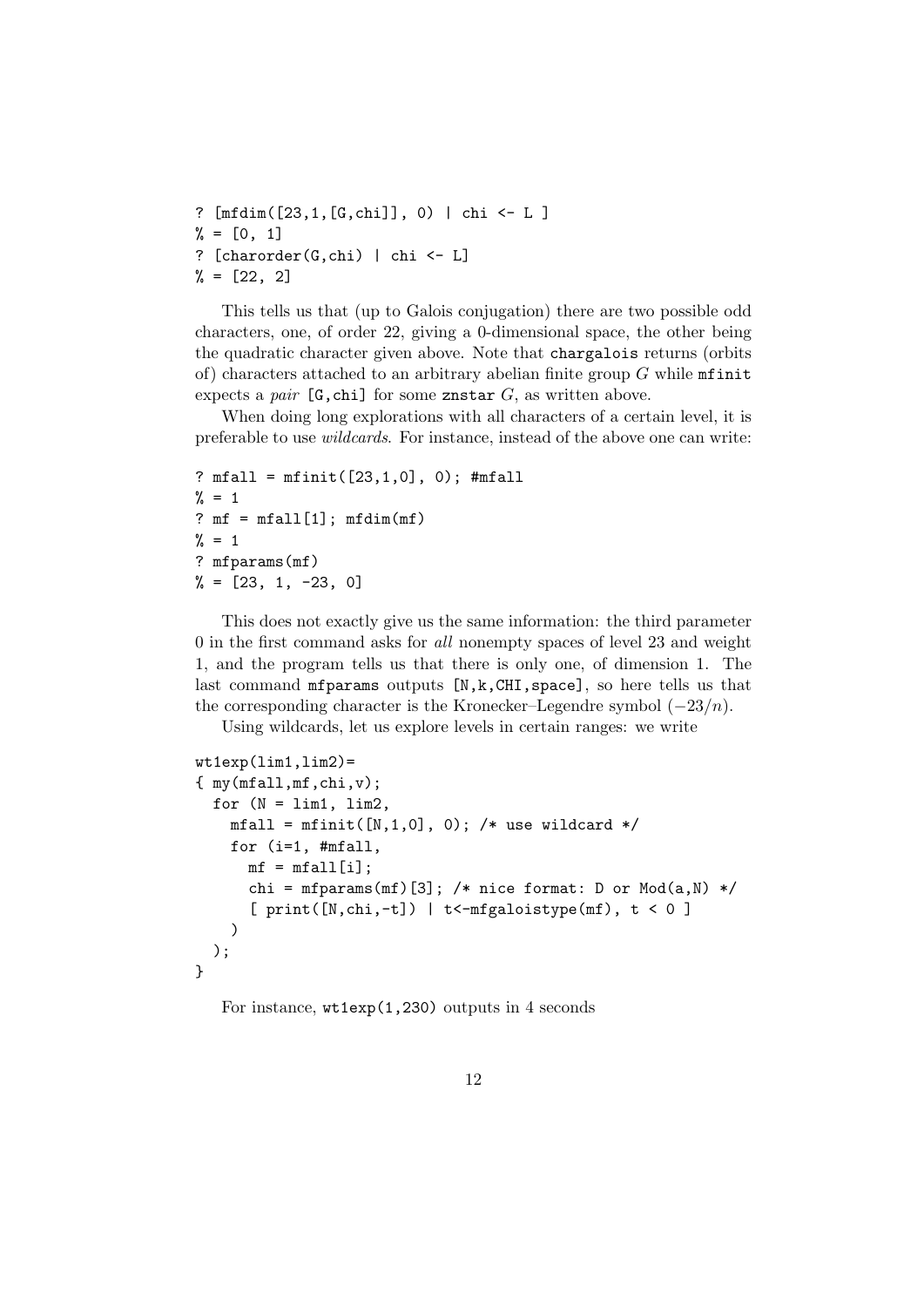```
? [mfdim([23,1,[G,chi]], 0) | chi <- L ]
% = [0, 1]
? [charorder(G,chi) | chi <- L]
% = [22, 2]
```

This tells us that (up to Galois conjugation) there are two possible odd characters, one, of order 22, giving a 0-dimensional space, the other being the quadratic character given above. Note that `chargalois` returns (orbits of) characters attached to an arbitrary abelian finite group $G$ while `mfinit` expects a *pair* `[G,chi]` for some `znstar` $G$, as written above.

When doing long explorations with all characters of a certain level, it is preferable to use *wildcards*. For instance, instead of the above one can write:

```
? mfall = mfinit([23,1,0], 0); #mfall
% = 1
? mf = mfall[1]; mfdim(mf)
% = 1
? mfparams(mf)
% = [23, 1, -23, 0]
```

This does not exactly give us the same information: the third parameter 0 in the first command asks for *all* nonempty spaces of level 23 and weight 1, and the program tells us that there is only one, of dimension 1. The last command `mfparams` outputs `[N,k,CHI,space]`, so here tells us that the corresponding character is the Kronecker–Legendre symbol $(-23/n)$.

Using wildcards, let us explore levels in certain ranges: we write

```
wt1exp(lim1,lim2)=
{ my(mfall,mf,chi,v);
  for (N = lim1, lim2,
    mfall = mfinit([N,1,0], 0); /* use wildcard */
    for (i=1, #mfall,
      mf = mfall[i];
      chi = mfparams(mf)[3]; /* nice format: D or Mod(a,N) */
      [ print([N,chi,-t]) | t<-mfgaloistype(mf), t < 0 ]
    )
  );
}
```

For instance, `wt1exp(1,230)` outputs in 4 seconds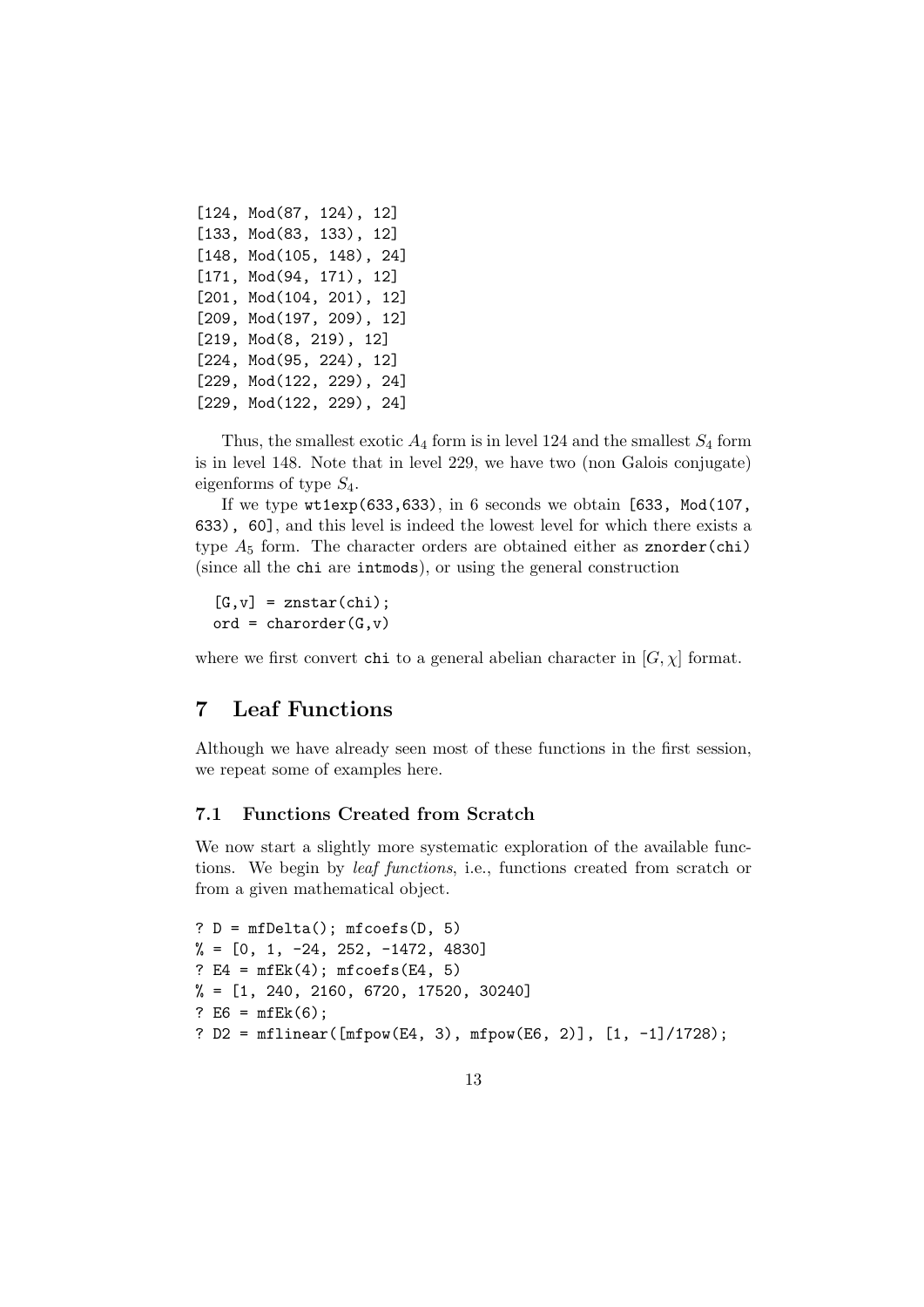```
[124, Mod(87, 124), 12]
[133, Mod(83, 133), 12]
[148, Mod(105, 148), 24]
[171, Mod(94, 171), 12]
[201, Mod(104, 201), 12]
[209, Mod(197, 209), 12]
[219, Mod(8, 219), 12]
[224, Mod(95, 224), 12]
[229, Mod(122, 229), 24]
[229, Mod(122, 229), 24]
```

Thus, the smallest exotic $A_4$ form is in level 124 and the smallest $S_4$ form is in level 148. Note that in level 229, we have two (non Galois conjugate) eigenforms of type $S_4$.

If we type `wt1exp(633,633)`, in 6 seconds we obtain `[633, Mod(107, 633), 60]`, and this level is indeed the lowest level for which there exists a type $A_5$ form. The character orders are obtained either as `znorder(chi)` (since all the `chi` are `intmods`), or using the general construction

```
[G,v] = znstar(chi);
ord = charorder(G,v)
```

where we first convert `chi` to a general abelian character in $[G, \chi]$ format.

# 7 Leaf Functions

Although we have already seen most of these functions in the first session, we repeat some of examples here.

## 7.1 Functions Created from Scratch

We now start a slightly more systematic exploration of the available functions. We begin by *leaf functions*, i.e., functions created from scratch or from a given mathematical object.

```
? D = mfDelta(); mfcoefs(D, 5)
% = [0, 1, -24, 252, -1472, 4830]
? E4 = mfEk(4); mfcoefs(E4, 5)
% = [1, 240, 2160, 6720, 17520, 30240]
? E6 = mfEk(6);
? D2 = mflinear([mfpow(E4, 3), mfpow(E6, 2)], [1, -1]/1728);
```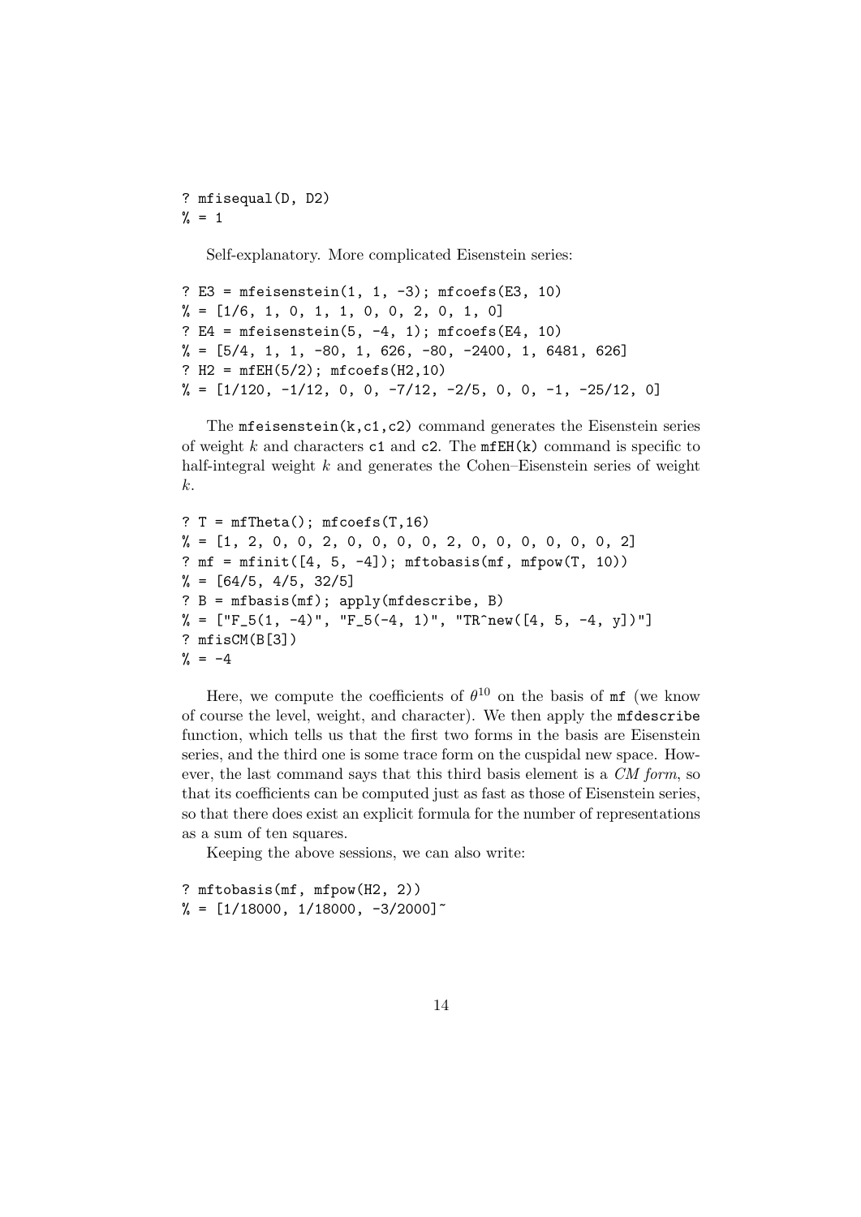```
? mfisequal(D, D2)
% = 1
```

Self-explanatory. More complicated Eisenstein series:

```
? E3 = mfeisenstein(1, 1, -3); mfcoefs(E3, 10)
% = [1/6, 1, 0, 1, 1, 0, 0, 2, 0, 1, 0]
? E4 = mfeisenstein(5, -4, 1); mfcoefs(E4, 10)
% = [5/4, 1, 1, -80, 1, 626, -80, -2400, 1, 6481, 626]
? H2 = mfEH(5/2); mfcoefs(H2,10)
% = [1/120, -1/12, 0, 0, -7/12, -2/5, 0, 0, -1, -25/12, 0]
```

The `mfeisenstein(k,c1,c2)` command generates the Eisenstein series of weight $k$ and characters `c1` and `c2`. The `mfEH(k)` command is specific to half-integral weight $k$ and generates the Cohen–Eisenstein series of weight $k$.

```
? T = mfTheta(); mfcoefs(T,16)
% = [1, 2, 0, 0, 2, 0, 0, 0, 0, 2, 0, 0, 0, 0, 0, 0, 2]
? mf = mfinit([4, 5, -4]); mftobasis(mf, mfpow(T, 10))
% = [64/5, 4/5, 32/5]
? B = mfbasis(mf); apply(mfdescribe, B)
% = ["F_5(1, -4)", "F_5(-4, 1)", "TR^new([4, 5, -4, y])"]
? mfisCM(B[3])
% = -4
```

Here, we compute the coefficients of $\theta^{10}$ on the basis of `mf` (we know of course the level, weight, and character). We then apply the `mfdescribe` function, which tells us that the first two forms in the basis are Eisenstein series, and the third one is some trace form on the cuspidal new space. However, the last command says that this third basis element is a *CM form*, so that its coefficients can be computed just as fast as those of Eisenstein series, so that there does exist an explicit formula for the number of representations as a sum of ten squares.

Keeping the above sessions, we can also write:

```
? mftobasis(mf, mfpow(H2, 2))
% = [1/18000, 1/18000, -3/2000]~
```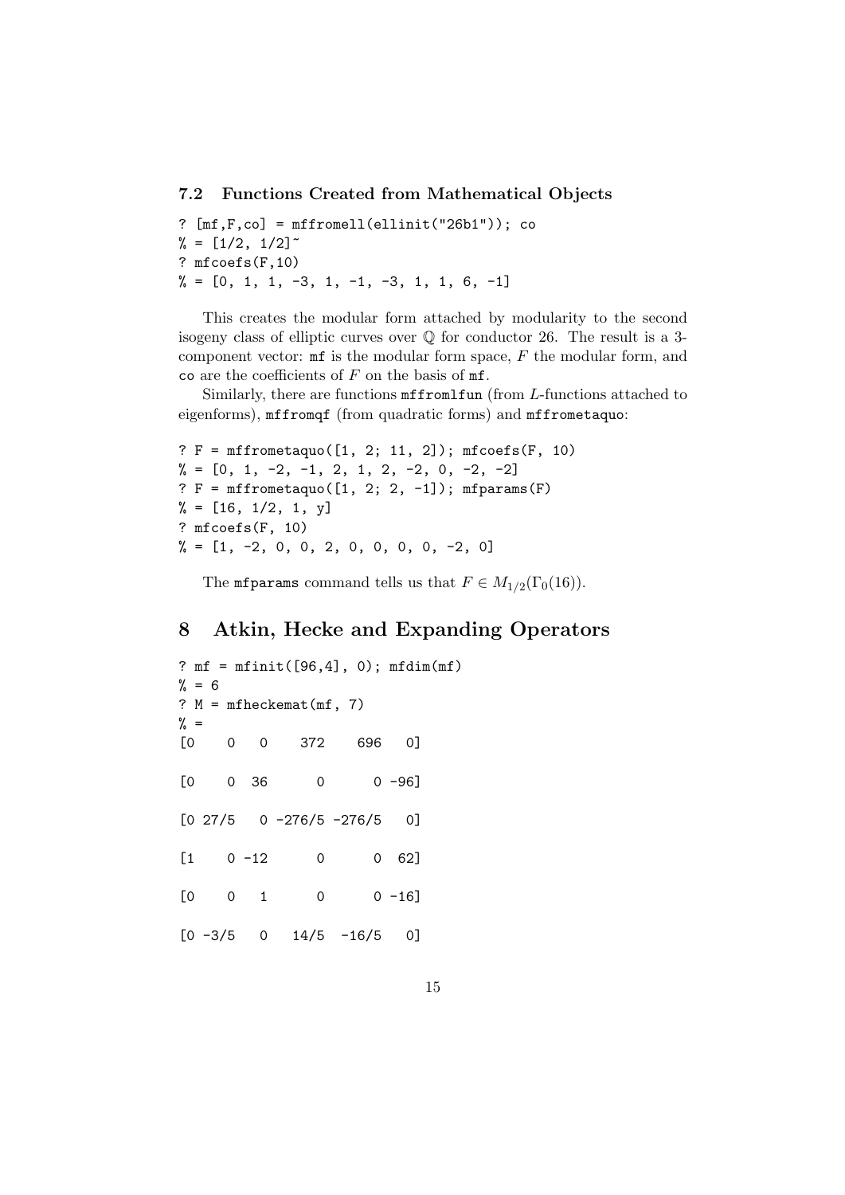### 7.2 Functions Created from Mathematical Objects

```
? [mf,F,co] = mffromell(ellinit("26b1")); co
% = [1/2, 1/2]~
? mfcoefs(F,10)
% = [0, 1, 1, -3, 1, -1, -3, 1, 1, 6, -1]
```

This creates the modular form attached by modularity to the second isogeny class of elliptic curves over $\mathbb{Q}$ for conductor 26. The result is a 3-component vector: `mf` is the modular form space, $F$ the modular form, and `co` are the coefficients of $F$ on the basis of `mf`.

Similarly, there are functions `mffromlfun` (from $L$-functions attached to eigenforms), `mffromqf` (from quadratic forms) and `mffrometaquo`:

```
? F = mffrometaquo([1, 2; 11, 2]); mfcoefs(F, 10)
% = [0, 1, -2, -1, 2, 1, 2, -2, 0, -2, -2]
? F = mffrometaquo([1, 2; 2, -1]); mfparams(F)
% = [16, 1/2, 1, y]
? mfcoefs(F, 10)
% = [1, -2, 0, 0, 2, 0, 0, 0, 0, -2, 0]
```

The `mfparams` command tells us that $F \in M_{1/2}(\Gamma_0(16))$.

## 8 Atkin, Hecke and Expanding Operators

```
? mf = mfinit([96,4], 0); mfdim(mf)
% = 6
? M = mfheckemat(mf, 7)
% =
[0    0   0    372    696   0]

[0    0  36      0      0 -96]

[0 27/5   0 -276/5 -276/5   0]

[1    0 -12      0      0  62]

[0    0   1      0      0 -16]

[0 -3/5   0   14/5  -16/5   0]
```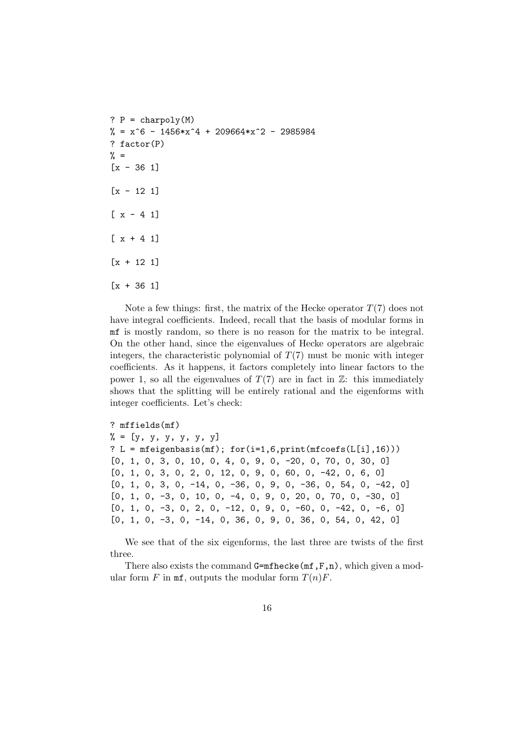```
? P = charpoly(M)
% = x^6 - 1456*x^4 + 209664*x^2 - 2985984
? factor(P)
% =
[x - 36 1]

[x - 12 1]

[ x - 4 1]

[ x + 4 1]

[x + 12 1]

[x + 36 1]
```

Note a few things: first, the matrix of the Hecke operator $T(7)$ does not have integral coefficients. Indeed, recall that the basis of modular forms in `mf` is mostly random, so there is no reason for the matrix to be integral. On the other hand, since the eigenvalues of Hecke operators are algebraic integers, the characteristic polynomial of $T(7)$ must be monic with integer coefficients. As it happens, it factors completely into linear factors to the power 1, so all the eigenvalues of $T(7)$ are in fact in $\mathbb{Z}$: this immediately shows that the splitting will be entirely rational and the eigenforms with integer coefficients. Let's check:

```
? mffields(mf)
% = [y, y, y, y, y, y]
? L = mfeigenbasis(mf); for(i=1,6,print(mfcoefs(L[i],16)))
[0, 1, 0, 3, 0, 10, 0, 4, 0, 9, 0, -20, 0, 70, 0, 30, 0]
[0, 1, 0, 3, 0, 2, 0, 12, 0, 9, 0, 60, 0, -42, 0, 6, 0]
[0, 1, 0, 3, 0, -14, 0, -36, 0, 9, 0, -36, 0, 54, 0, -42, 0]
[0, 1, 0, -3, 0, 10, 0, -4, 0, 9, 0, 20, 0, 70, 0, -30, 0]
[0, 1, 0, -3, 0, 2, 0, -12, 0, 9, 0, -60, 0, -42, 0, -6, 0]
[0, 1, 0, -3, 0, -14, 0, 36, 0, 9, 0, 36, 0, 54, 0, 42, 0]
```

We see that of the six eigenforms, the last three are twists of the first three.

There also exists the command `G=mfhecke(mf,F,n)`, which given a modular form $F$ in `mf`, outputs the modular form $T(n)F$.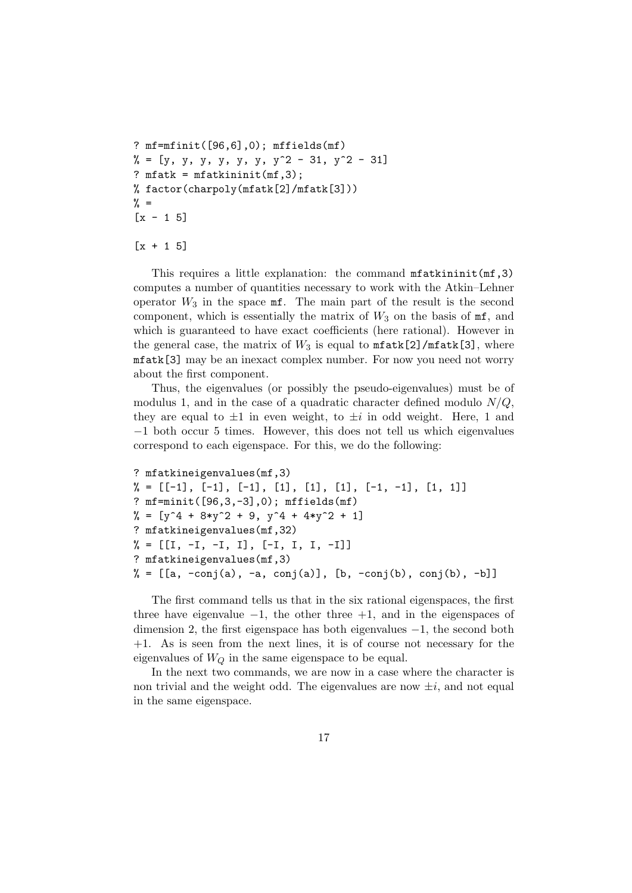```
? mf=mfinit([96,6],0); mffields(mf)
% = [y, y, y, y, y, y, y^2 - 31, y^2 - 31]
? mfatk = mfatkininit(mf,3);
% factor(charpoly(mfatk[2]/mfatk[3]))
% =
[x - 1 5]

[x + 1 5]
```

This requires a little explanation: the command `mfatkininit(mf,3)` computes a number of quantities necessary to work with the Atkin–Lehner operator $W_3$ in the space `mf`. The main part of the result is the second component, which is essentially the matrix of $W_3$ on the basis of `mf`, and which is guaranteed to have exact coefficients (here rational). However in the general case, the matrix of $W_3$ is equal to `mfatk[2]/mfatk[3]`, where `mfatk[3]` may be an inexact complex number. For now you need not worry about the first component.

Thus, the eigenvalues (or possibly the pseudo-eigenvalues) must be of modulus 1, and in the case of a quadratic character defined modulo $N/Q$, they are equal to $\pm 1$ in even weight, to $\pm i$ in odd weight. Here, 1 and $-1$ both occur 5 times. However, this does not tell us which eigenvalues correspond to each eigenspace. For this, we do the following:

```
? mfatkineigenvalues(mf,3)
% = [[-1], [-1], [-1], [1], [1], [1], [-1, -1], [1, 1]]
? mf=minit([96,3,-3],0); mffields(mf)
% = [y^4 + 8*y^2 + 9, y^4 + 4*y^2 + 1]
? mfatkineigenvalues(mf,32)
% = [[I, -I, -I, I], [-I, I, I, -I]]
? mfatkineigenvalues(mf,3)
% = [[a, -conj(a), -a, conj(a)], [b, -conj(b), conj(b), -b]]
```

The first command tells us that in the six rational eigenspaces, the first three have eigenvalue $-1$, the other three $+1$, and in the eigenspaces of dimension 2, the first eigenspace has both eigenvalues $-1$, the second both $+1$. As is seen from the next lines, it is of course not necessary for the eigenvalues of $W_Q$ in the same eigenspace to be equal.

In the next two commands, we are now in a case where the character is non trivial and the weight odd. The eigenvalues are now $\pm i$, and not equal in the same eigenspace.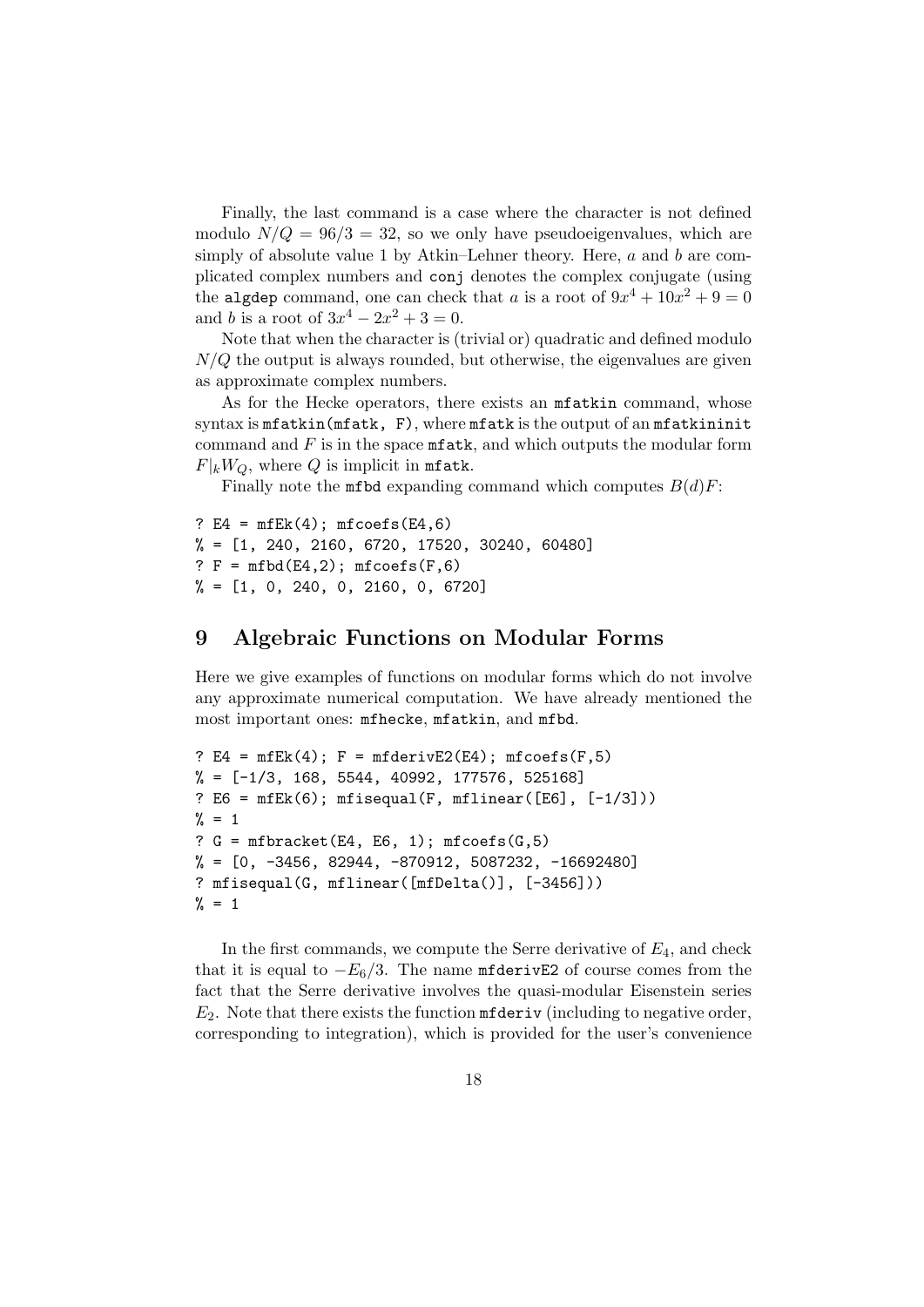Finally, the last command is a case where the character is not defined modulo $N/Q = 96/3 = 32$, so we only have pseudoeigenvalues, which are simply of absolute value 1 by Atkin–Lehner theory. Here, $a$ and $b$ are complicated complex numbers and `conj` denotes the complex conjugate (using the `algdep` command, one can check that $a$ is a root of $9x^4 + 10x^2 + 9 = 0$ and $b$ is a root of $3x^4 - 2x^2 + 3 = 0$.

Note that when the character is (trivial or) quadratic and defined modulo $N/Q$ the output is always rounded, but otherwise, the eigenvalues are given as approximate complex numbers.

As for the Hecke operators, there exists an `mfatkin` command, whose syntax is `mfatkin(mfatk, F)`, where `mfatk` is the output of an `mfatkininit` command and $F$ is in the space `mfatk`, and which outputs the modular form $F|_k W_Q$, where $Q$ is implicit in `mfatk`.

Finally note the `mfbd` expanding command which computes $B(d)F$:

```
? E4 = mfEk(4); mfcoefs(E4,6)
% = [1, 240, 2160, 6720, 17520, 30240, 60480]
? F = mfbd(E4,2); mfcoefs(F,6)
% = [1, 0, 240, 0, 2160, 0, 6720]
```

# 9 Algebraic Functions on Modular Forms

Here we give examples of functions on modular forms which do not involve any approximate numerical computation. We have already mentioned the most important ones: `mfhecke`, `mfatkin`, and `mfbd`.

```
? E4 = mfEk(4); F = mfderivE2(E4); mfcoefs(F,5)
% = [-1/3, 168, 5544, 40992, 177576, 525168]
? E6 = mfEk(6); mfisequal(F, mflinear([E6], [-1/3]))
% = 1
? G = mfbracket(E4, E6, 1); mfcoefs(G,5)
% = [0, -3456, 82944, -870912, 5087232, -16692480]
? mfisequal(G, mflinear([mfDelta()], [-3456]))
% = 1
```

In the first commands, we compute the Serre derivative of $E_4$, and check that it is equal to $-E_6/3$. The name `mfderivE2` of course comes from the fact that the Serre derivative involves the quasi-modular Eisenstein series $E_2$. Note that there exists the function `mfderiv` (including to negative order, corresponding to integration), which is provided for the user's convenience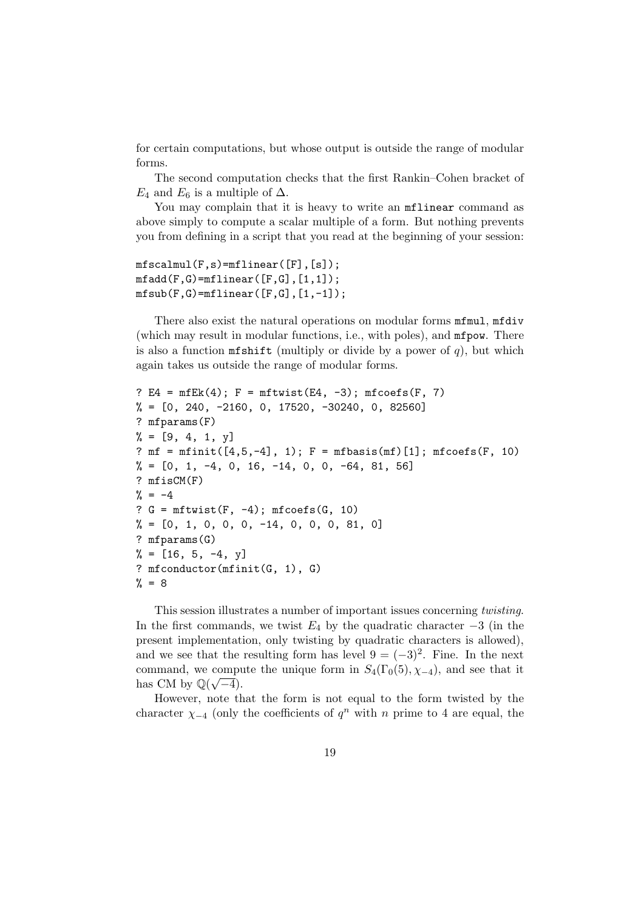for certain computations, but whose output is outside the range of modular forms.

The second computation checks that the first Rankin–Cohen bracket of $E_4$ and $E_6$ is a multiple of $\Delta$.

You may complain that it is heavy to write an `mflinear` command as above simply to compute a scalar multiple of a form. But nothing prevents you from defining in a script that you read at the beginning of your session:

```
mfscalmul(F,s)=mflinear([F],[s]);
mfadd(F,G)=mflinear([F,G],[1,1]);
mfsub(F,G)=mflinear([F,G],[1,-1]);
```

There also exist the natural operations on modular forms `mfmul`, `mfdiv` (which may result in modular functions, i.e., with poles), and `mfpow`. There is also a function `mfshift` (multiply or divide by a power of $q$), but which again takes us outside the range of modular forms.

```
? E4 = mfEk(4); F = mftwist(E4, -3); mfcoefs(F, 7)
% = [0, 240, -2160, 0, 17520, -30240, 0, 82560]
? mfparams(F)
% = [9, 4, 1, y]
? mf = mfinit([4,5,-4], 1); F = mfbasis(mf)[1]; mfcoefs(F, 10)
% = [0, 1, -4, 0, 16, -14, 0, 0, -64, 81, 56]
? mfisCM(F)
% = -4
? G = mftwist(F, -4); mfcoefs(G, 10)
% = [0, 1, 0, 0, 0, -14, 0, 0, 0, 81, 0]
? mfparams(G)
% = [16, 5, -4, y]
? mfconductor(mfinit(G, 1), G)
% = 8
```

This session illustrates a number of important issues concerning *twisting*. In the first commands, we twist $E_4$ by the quadratic character $-3$ (in the present implementation, only twisting by quadratic characters is allowed), and we see that the resulting form has level $9 = (-3)^2$. Fine. In the next command, we compute the unique form in $S_4(\Gamma_0(5), \chi_{-4})$, and see that it has CM by $\mathbb{Q}(\sqrt{-4})$.

However, note that the form is not equal to the form twisted by the character $\chi_{-4}$ (only the coefficients of $q^n$ with $n$ prime to 4 are equal, the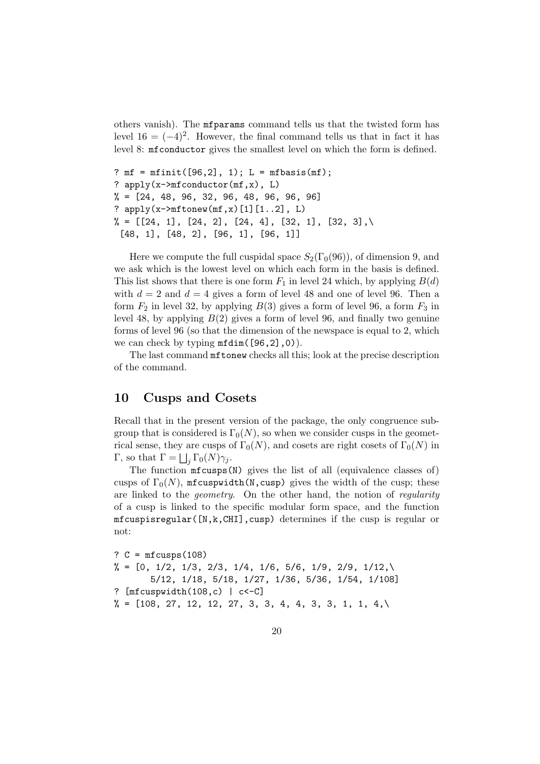others vanish). The `mfparams` command tells us that the twisted form has level $16 = (-4)^2$. However, the final command tells us that in fact it has level 8: `mfconductor` gives the smallest level on which the form is defined.

```
? mf = mfinit([96,2], 1); L = mfbasis(mf);
? apply(x->mfconductor(mf,x), L)
% = [24, 48, 96, 32, 96, 48, 96, 96, 96]
? apply(x->mftonew(mf,x)[1][1..2], L)
% = [[24, 1], [24, 2], [24, 4], [32, 1], [32, 3],\
 [48, 1], [48, 2], [96, 1], [96, 1]]
```

Here we compute the full cuspidal space $S_2(\Gamma_0(96))$, of dimension 9, and we ask which is the lowest level on which each form in the basis is defined. This list shows that there is one form $F_1$ in level 24 which, by applying $B(d)$ with $d = 2$ and $d = 4$ gives a form of level 48 and one of level 96. Then a form $F_2$ in level 32, by applying $B(3)$ gives a form of level 96, a form $F_3$ in level 48, by applying $B(2)$ gives a form of level 96, and finally two genuine forms of level 96 (so that the dimension of the newspace is equal to 2, which we can check by typing `mfdim([96,2],0)`).

The last command `mftonew` checks all this; look at the precise description of the command.

## 10 Cusps and Cosets

Recall that in the present version of the package, the only congruence subgroup that is considered is $\Gamma_0(N)$, so when we consider cusps in the geometrical sense, they are cusps of $\Gamma_0(N)$, and cosets are right cosets of $\Gamma_0(N)$ in $\Gamma$, so that $\Gamma = \bigsqcup_j \Gamma_0(N)\gamma_j$.

The function `mfcusps(N)` gives the list of all (equivalence classes of) cusps of $\Gamma_0(N)$, `mfcuspwidth(N,cusp)` gives the width of the cusp; these are linked to the *geometry*. On the other hand, the notion of *regularity* of a cusp is linked to the specific modular form space, and the function `mfcuspisregular([N,k,CHI],cusp)` determines if the cusp is regular or not:

```
? C = mfcusps(108)
% = [0, 1/2, 1/3, 2/3, 1/4, 1/6, 5/6, 1/9, 2/9, 1/12,\
      5/12, 1/18, 5/18, 1/27, 1/36, 5/36, 1/54, 1/108]
? [mfcuspwidth(108,c) | c<-C]
% = [108, 27, 12, 12, 27, 3, 3, 4, 4, 3, 3, 1, 1, 4,\
```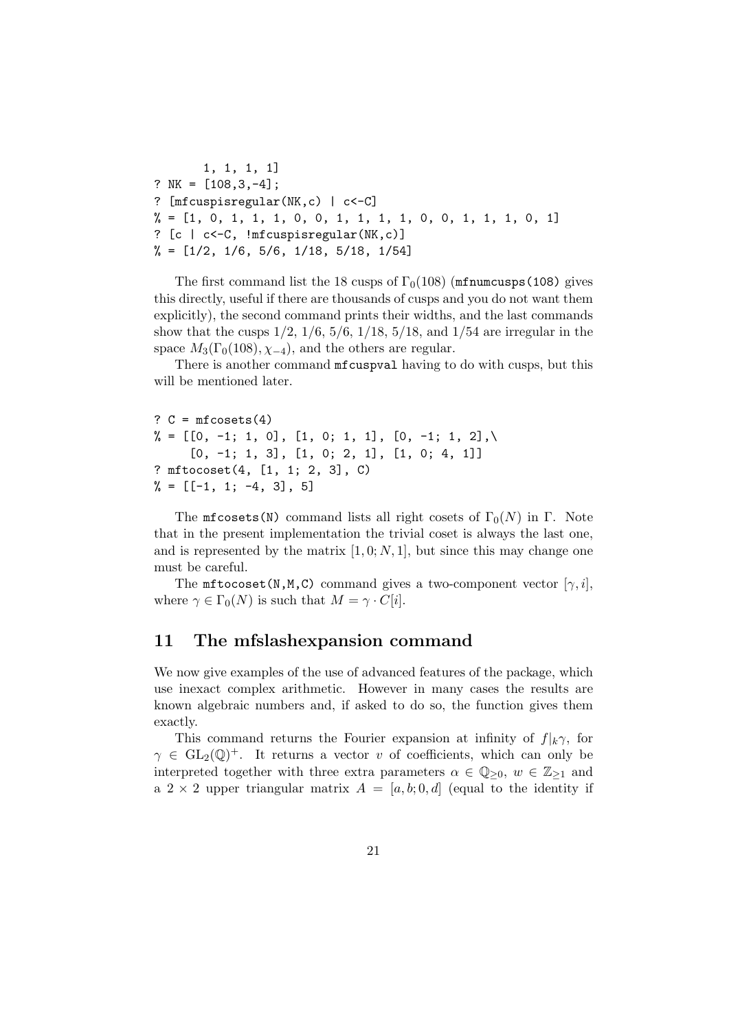```
       1, 1, 1, 1]
? NK = [108,3,-4];
? [mfcuspisregular(NK,c) | c<-C]
% = [1, 0, 1, 1, 1, 0, 0, 1, 1, 1, 1, 0, 0, 1, 1, 1, 0, 1]
? [c | c<-C, !mfcuspisregular(NK,c)]
% = [1/2, 1/6, 5/6, 1/18, 5/18, 1/54]
```

The first command list the 18 cusps of $\Gamma_0(108)$ (`mfnumcusps(108)` gives this directly, useful if there are thousands of cusps and you do not want them explicitly), the second command prints their widths, and the last commands show that the cusps $1/2$, $1/6$, $5/6$, $1/18$, $5/18$, and $1/54$ are irregular in the space $M_3(\Gamma_0(108), \chi_{-4})$, and the others are regular.

There is another command `mfcuspval` having to do with cusps, but this will be mentioned later.

```
? C = mfcosets(4)
% = [[0, -1; 1, 0], [1, 0; 1, 1], [0, -1; 1, 2],\
     [0, -1; 1, 3], [1, 0; 2, 1], [1, 0; 4, 1]]
? mftocoset(4, [1, 1; 2, 3], C)
% = [[-1, 1; -4, 3], 5]
```

The `mfcosets(N)` command lists all right cosets of $\Gamma_0(N)$ in $\Gamma$. Note that in the present implementation the trivial coset is always the last one, and is represented by the matrix $[1, 0; N, 1]$, but since this may change one must be careful.

The `mftocoset(N,M,C)` command gives a two-component vector $[\gamma, i]$, where $\gamma \in \Gamma_0(N)$ is such that $M = \gamma \cdot C[i]$.

## 11 The mfslashexpansion command

We now give examples of the use of advanced features of the package, which use inexact complex arithmetic. However in many cases the results are known algebraic numbers and, if asked to do so, the function gives them exactly.

This command returns the Fourier expansion at infinity of $f|_k\gamma$, for $\gamma \in \mathrm{GL}_2(\mathbb{Q})^+$. It returns a vector $v$ of coefficients, which can only be interpreted together with three extra parameters $\alpha \in \mathbb{Q}_{\geq 0}$, $w \in \mathbb{Z}_{\geq 1}$ and a $2 \times 2$ upper triangular matrix $A = [a, b; 0, d]$ (equal to the identity if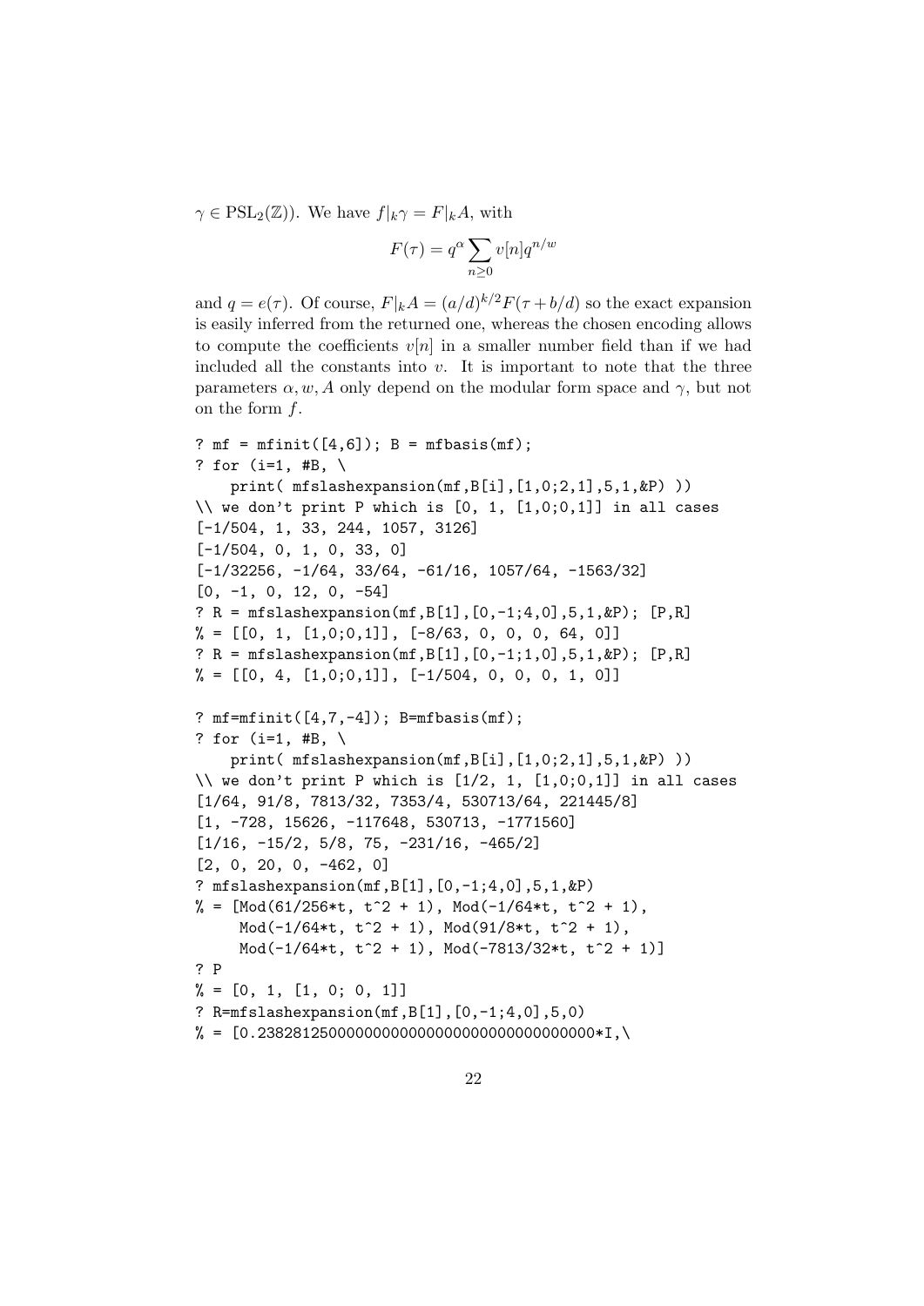$\gamma \in \mathrm{PSL}_2(\mathbb{Z})$). We have $f|_k\gamma = F|_k A$, with

$$F(\tau) = q^{\alpha} \sum_{n\geq 0} v[n] q^{n/w}$$

and $q = e(\tau)$. Of course, $F|_k A = (a/d)^{k/2} F(\tau + b/d)$ so the exact expansion is easily inferred from the returned one, whereas the chosen encoding allows to compute the coefficients $v[n]$ in a smaller number field than if we had included all the constants into $v$. It is important to note that the three parameters $\alpha, w, A$ only depend on the modular form space and $\gamma$, but not on the form $f$.

```
? mf = mfinit([4,6]); B = mfbasis(mf);
? for (i=1, #B, \
    print( mfslashexpansion(mf,B[i],[1,0;2,1],5,1,&P) ))
\\ we don't print P which is [0, 1, [1,0;0,1]] in all cases
[-1/504, 1, 33, 244, 1057, 3126]
[-1/504, 0, 1, 0, 33, 0]
[-1/32256, -1/64, 33/64, -61/16, 1057/64, -1563/32]
[0, -1, 0, 12, 0, -54]
? R = mfslashexpansion(mf,B[1],[0,-1;4,0],5,1,&P); [P,R]
% = [[0, 1, [1,0;0,1]], [-8/63, 0, 0, 0, 64, 0]]
? R = mfslashexpansion(mf,B[1],[0,-1;1,0],5,1,&P); [P,R]
% = [[0, 4, [1,0;0,1]], [-1/504, 0, 0, 0, 1, 0]]

? mf=mfinit([4,7,-4]); B=mfbasis(mf);
? for (i=1, #B, \
    print( mfslashexpansion(mf,B[i],[1,0;2,1],5,1,&P) ))
\\ we don't print P which is [1/2, 1, [1,0;0,1]] in all cases
[1/64, 91/8, 7813/32, 7353/4, 530713/64, 221445/8]
[1, -728, 15626, -117648, 530713, -1771560]
[1/16, -15/2, 5/8, 75, -231/16, -465/2]
[2, 0, 20, 0, -462, 0]
? mfslashexpansion(mf,B[1],[0,-1;4,0],5,1,&P)
% = [Mod(61/256*t, t^2 + 1), Mod(-1/64*t, t^2 + 1),
     Mod(-1/64*t, t^2 + 1), Mod(91/8*t, t^2 + 1),
     Mod(-1/64*t, t^2 + 1), Mod(-7813/32*t, t^2 + 1)]
? P
% = [0, 1, [1, 0; 0, 1]]
? R=mfslashexpansion(mf,B[1],[0,-1;4,0],5,0)
% = [0.23828125000000000000000000000000000000*I,\
```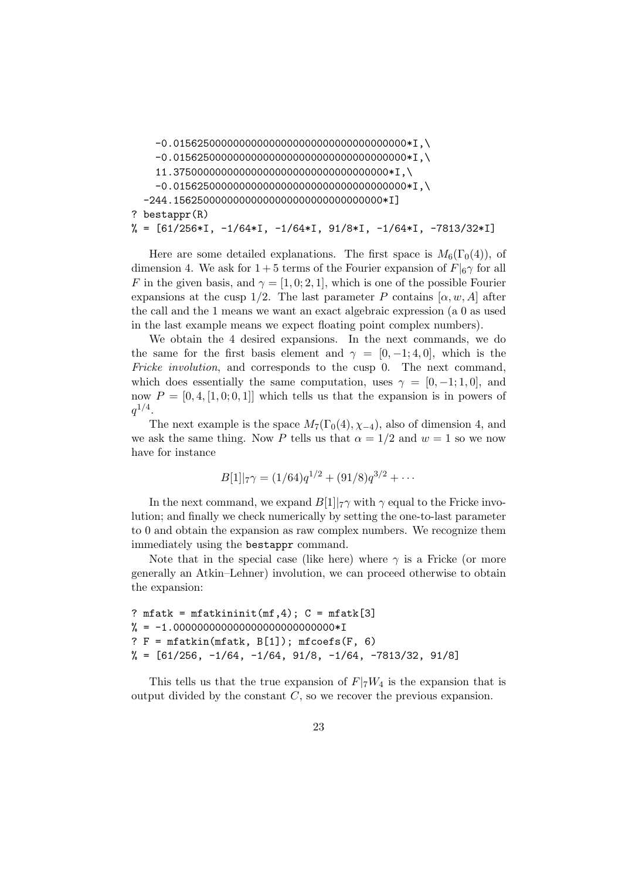```
    -0.015625000000000000000000000000000000000*I,\
    -0.015625000000000000000000000000000000000*I,\
    11.375000000000000000000000000000000000*I,\
    -0.015625000000000000000000000000000000000*I,\
  -244.15625000000000000000000000000000000*I]
? bestappr(R)
% = [61/256*I, -1/64*I, -1/64*I, 91/8*I, -1/64*I, -7813/32*I]
```

Here are some detailed explanations. The first space is $M_6(\Gamma_0(4))$, of dimension 4. We ask for $1+5$ terms of the Fourier expansion of $F|_6\gamma$ for all $F$ in the given basis, and $\gamma = [1,0;2,1]$, which is one of the possible Fourier expansions at the cusp $1/2$. The last parameter $P$ contains $[\alpha, w, A]$ after the call and the 1 means we want an exact algebraic expression (a 0 as used in the last example means we expect floating point complex numbers).

We obtain the 4 desired expansions. In the next commands, we do the same for the first basis element and $\gamma = [0,-1;4,0]$, which is the *Fricke involution*, and corresponds to the cusp 0. The next command, which does essentially the same computation, uses $\gamma = [0,-1;1,0]$, and now $P = [0,4,[1,0;0,1]]$ which tells us that the expansion is in powers of $q^{1/4}$.

The next example is the space $M_7(\Gamma_0(4),\chi_{-4})$, also of dimension 4, and we ask the same thing. Now $P$ tells us that $\alpha = 1/2$ and $w = 1$ so we now have for instance

$$B[1]|_7\gamma = (1/64)q^{1/2} + (91/8)q^{3/2} + \cdots$$

In the next command, we expand $B[1]|_7\gamma$ with $\gamma$ equal to the Fricke involution; and finally we check numerically by setting the one-to-last parameter to 0 and obtain the expansion as raw complex numbers. We recognize them immediately using the `bestappr` command.

Note that in the special case (like here) where $\gamma$ is a Fricke (or more generally an Atkin–Lehner) involution, we can proceed otherwise to obtain the expansion:

```
? mfatk = mfatkininit(mf,4); C = mfatk[3]
% = -1.0000000000000000000000000000*I
? F = mfatkin(mfatk, B[1]); mfcoefs(F, 6)
% = [61/256, -1/64, -1/64, 91/8, -1/64, -7813/32, 91/8]
```

This tells us that the true expansion of $F|_7W_4$ is the expansion that is output divided by the constant $C$, so we recover the previous expansion.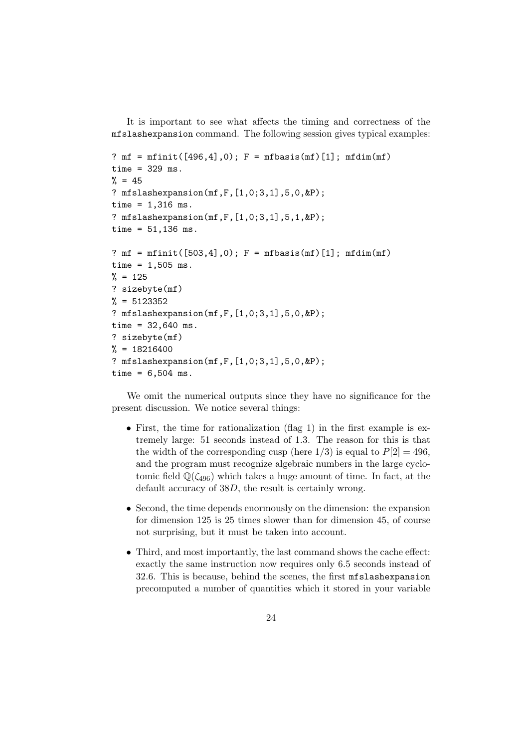It is important to see what affects the timing and correctness of the mfslashexpansion command. The following session gives typical examples:

```
? mf = mfinit([496,4],0); F = mfbasis(mf)[1]; mfdim(mf)
time = 329 ms.
% = 45
? mfslashexpansion(mf,F,[1,0;3,1],5,0,&P);
time = 1,316 ms.
? mfslashexpansion(mf,F,[1,0;3,1],5,1,&P);
time = 51,136 ms.

? mf = mfinit([503,4],0); F = mfbasis(mf)[1]; mfdim(mf)
time = 1,505 ms.
% = 125
? sizebyte(mf)
% = 5123352
? mfslashexpansion(mf,F,[1,0;3,1],5,0,&P);
time = 32,640 ms.
? sizebyte(mf)
% = 18216400
? mfslashexpansion(mf,F,[1,0;3,1],5,0,&P);
time = 6,504 ms.
```

We omit the numerical outputs since they have no significance for the present discussion. We notice several things:

- First, the time for rationalization (flag 1) in the first example is extremely large: 51 seconds instead of 1.3. The reason for this is that the width of the corresponding cusp (here $1/3$) is equal to $P[2] = 496$, and the program must recognize algebraic numbers in the large cyclotomic field $\mathbb{Q}(\zeta_{496})$ which takes a huge amount of time. In fact, at the default accuracy of $38D$, the result is certainly wrong.
- Second, the time depends enormously on the dimension: the expansion for dimension 125 is 25 times slower than for dimension 45, of course not surprising, but it must be taken into account.
- Third, and most importantly, the last command shows the cache effect: exactly the same instruction now requires only 6.5 seconds instead of 32.6. This is because, behind the scenes, the first mfslashexpansion precomputed a number of quantities which it stored in your variable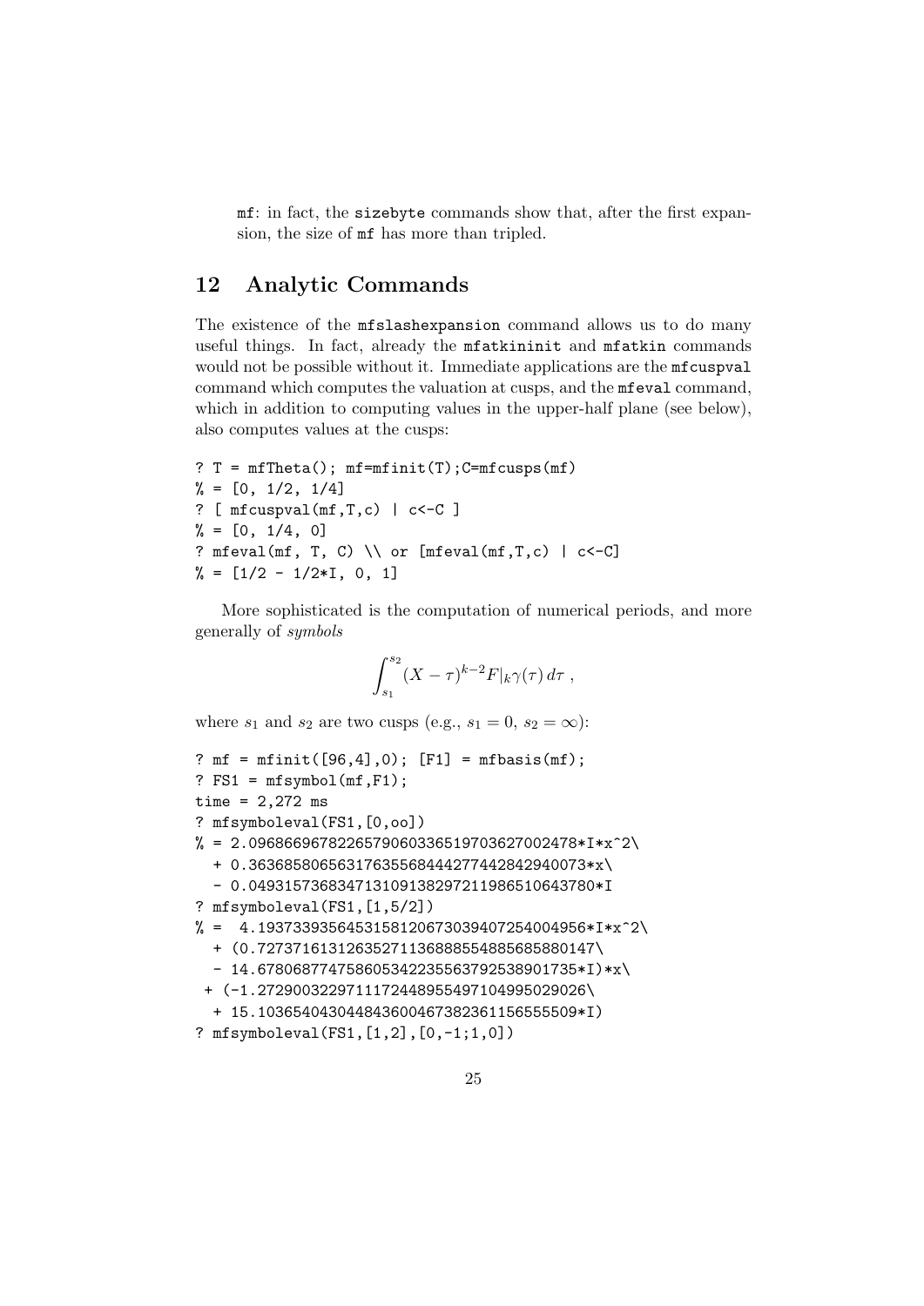`mf`: in fact, the `sizebyte` commands show that, after the first expansion, the size of `mf` has more than tripled.

## 12 Analytic Commands

The existence of the `mfslashexpansion` command allows us to do many useful things. In fact, already the `mfatkininit` and `mfatkin` commands would not be possible without it. Immediate applications are the `mfcuspval` command which computes the valuation at cusps, and the `mfeval` command, which in addition to computing values in the upper-half plane (see below), also computes values at the cusps:

```
? T = mfTheta(); mf=mfinit(T);C=mfcusps(mf)
% = [0, 1/2, 1/4]
? [ mfcuspval(mf,T,c) | c<-C ]
% = [0, 1/4, 0]
? mfeval(mf, T, C) \\ or [mfeval(mf,T,c) | c<-C]
% = [1/2 - 1/2*I, 0, 1]
```

More sophisticated is the computation of numerical periods, and more generally of *symbols*

$$\int_{s_1}^{s_2} (X-\tau)^{k-2} F|_k\gamma(\tau)\,d\tau\ ,$$

where $s_1$ and $s_2$ are two cusps (e.g., $s_1 = 0$, $s_2 = \infty$):

```
? mf = mfinit([96,4],0); [F1] = mfbasis(mf);
? FS1 = mfsymbol(mf,F1);
time = 2,272 ms
? mfsymboleval(FS1,[0,oo])
% = 2.0968669678226579060336519703627002478*I*x^2\
  + 0.36368580656317635568444277442842940073*x\
  - 0.049315736834713109138297211986510643780*I
? mfsymboleval(FS1,[1,5/2])
% =  4.1937339356453158120673039407254004956*I*x^2\
  + (0.72737161312635271136888554885685880147\
  - 14.678068774758605342235563792538901735*I)*x\
 + (-1.2729003229711172448955497104995029026\
  + 15.103654043044843600467382361156555509*I)
? mfsymboleval(FS1,[1,2],[0,-1;1,0])
```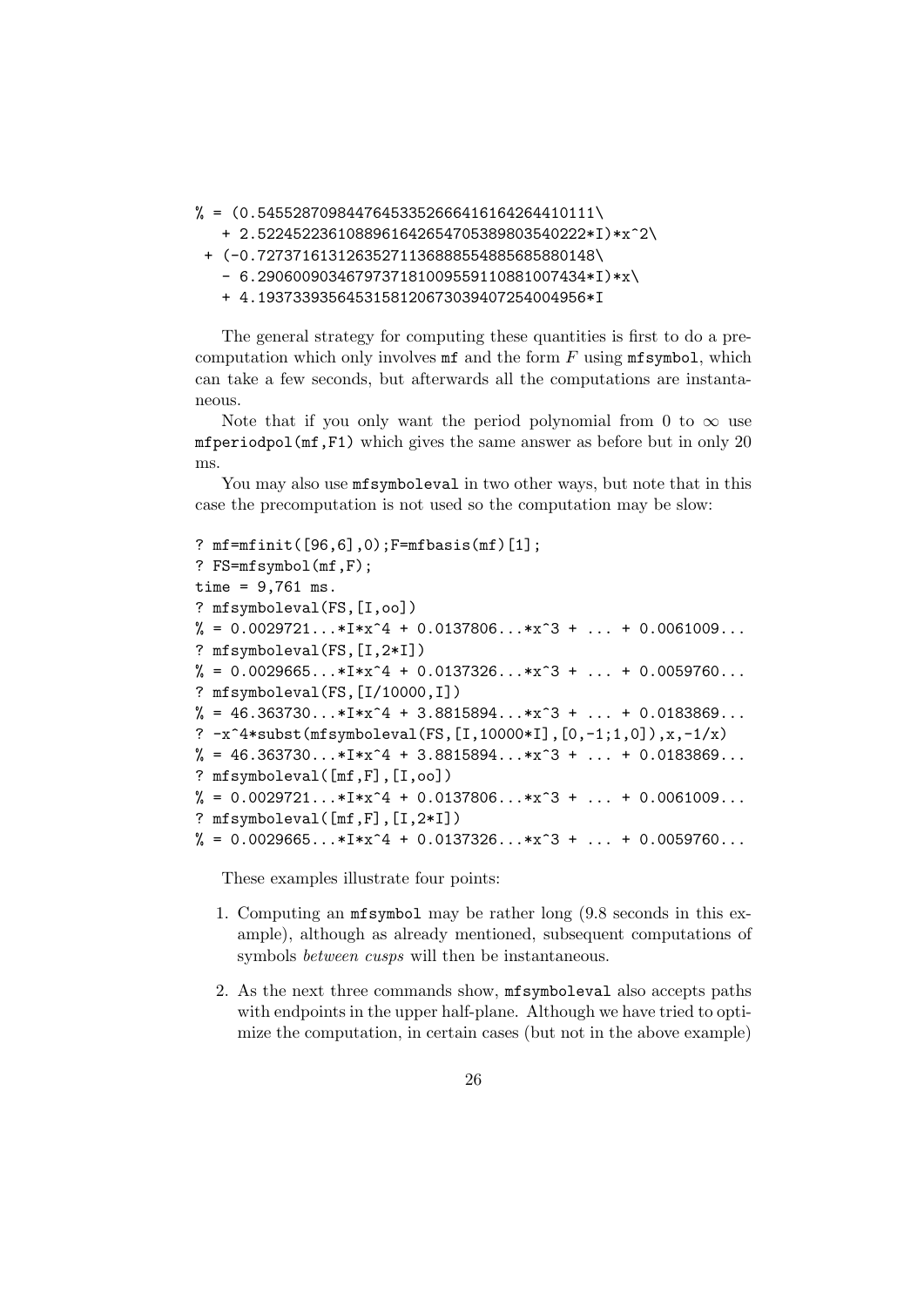```
% = (0.54552870984476453352666416164264410111\
   + 2.5224522361088961642654705389803540222*I)*x^2\
 + (-0.72737161312635271136888554885685880148\
   - 6.2906009034679737181009559110881007434*I)*x\
   + 4.1937339356453158120673039407254004956*I
```

The general strategy for computing these quantities is first to do a precomputation which only involves `mf` and the form $F$ using `mfsymbol`, which can take a few seconds, but afterwards all the computations are instantaneous.

Note that if you only want the period polynomial from 0 to $\infty$ use `mfperiodpol(mf,F1)` which gives the same answer as before but in only 20 ms.

You may also use `mfsymboleval` in two other ways, but note that in this case the precomputation is not used so the computation may be slow:

```
? mf=mfinit([96,6],0);F=mfbasis(mf)[1];
? FS=mfsymbol(mf,F);
time = 9,761 ms.
? mfsymboleval(FS,[I,oo])
% = 0.0029721...*I*x^4 + 0.0137806...*x^3 + ... + 0.0061009...
? mfsymboleval(FS,[I,2*I])
% = 0.0029665...*I*x^4 + 0.0137326...*x^3 + ... + 0.0059760...
? mfsymboleval(FS,[I/10000,I])
% = 46.363730...*I*x^4 + 3.8815894...*x^3 + ... + 0.0183869...
? -x^4*subst(mfsymboleval(FS,[I,10000*I],[0,-1;1,0]),x,-1/x)
% = 46.363730...*I*x^4 + 3.8815894...*x^3 + ... + 0.0183869...
? mfsymboleval([mf,F],[I,oo])
% = 0.0029721...*I*x^4 + 0.0137806...*x^3 + ... + 0.0061009...
? mfsymboleval([mf,F],[I,2*I])
% = 0.0029665...*I*x^4 + 0.0137326...*x^3 + ... + 0.0059760...
```

These examples illustrate four points:

1. Computing an `mfsymbol` may be rather long (9.8 seconds in this example), although as already mentioned, subsequent computations of symbols *between cusps* will then be instantaneous.

2. As the next three commands show, `mfsymboleval` also accepts paths with endpoints in the upper half-plane. Although we have tried to optimize the computation, in certain cases (but not in the above example)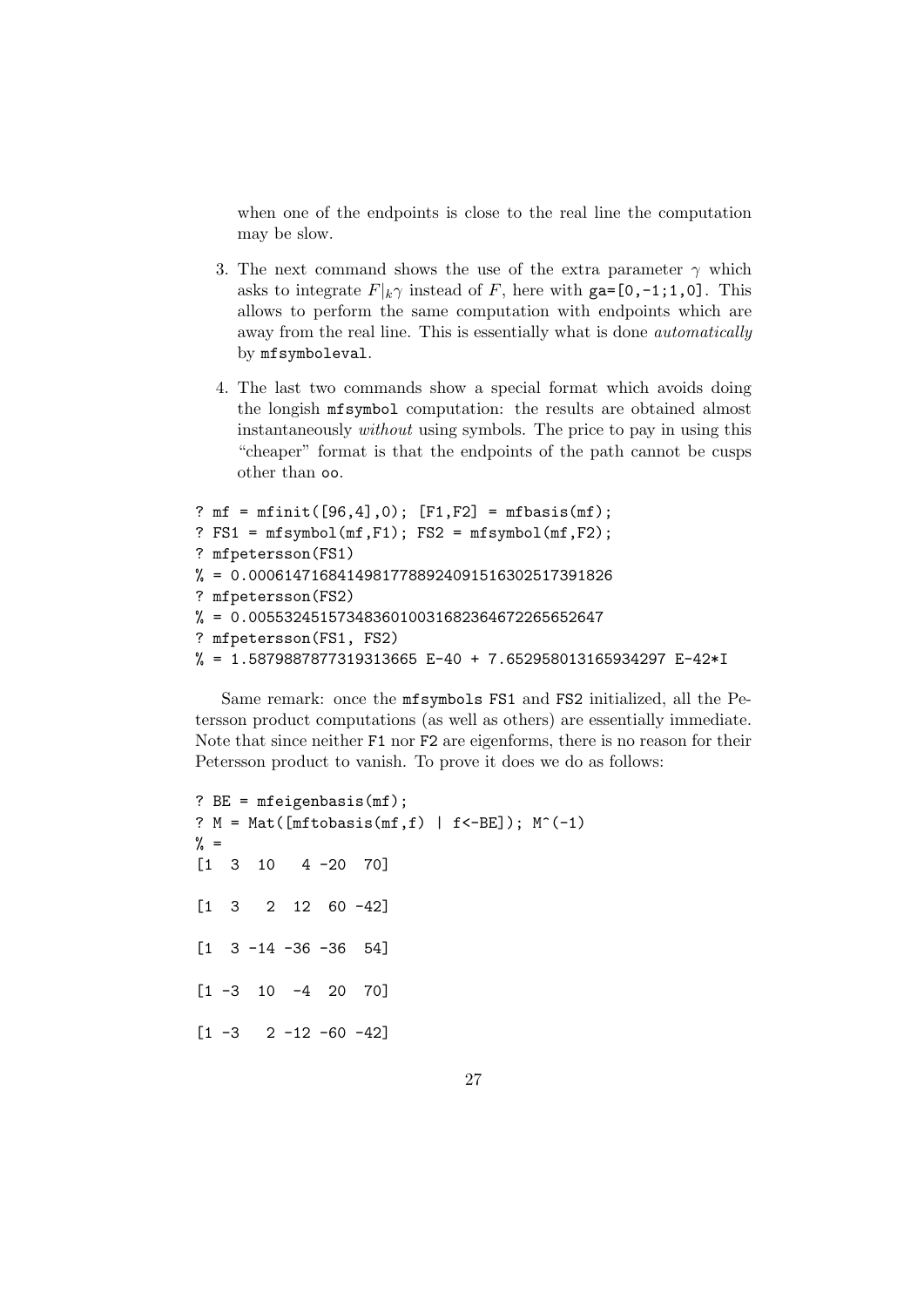when one of the endpoints is close to the real line the computation may be slow.

3. The next command shows the use of the extra parameter $\gamma$ which asks to integrate $F|_k\gamma$ instead of $F$, here with `ga=[0,-1;1,0]`. This allows to perform the same computation with endpoints which are away from the real line. This is essentially what is done *automatically* by `mfsymboleval`.

4. The last two commands show a special format which avoids doing the longish `mfsymbol` computation: the results are obtained almost instantaneously *without* using symbols. The price to pay in using this "cheaper" format is that the endpoints of the path cannot be cusps other than `oo`.

```
? mf = mfinit([96,4],0); [F1,F2] = mfbasis(mf);
? FS1 = mfsymbol(mf,F1); FS2 = mfsymbol(mf,F2);
? mfpetersson(FS1)
% = 0.0006147168414981778892409151630251739182​6
? mfpetersson(FS2)
% = 0.0055324515734836010031682364672265652647
? mfpetersson(FS1, FS2)
% = 1.5879887877319313665 E-40 + 7.652958013165934297 E-42*I
```

Same remark: once the `mfsymbols` `FS1` and `FS2` initialized, all the Petersson product computations (as well as others) are essentially immediate. Note that since neither `F1` nor `F2` are eigenforms, there is no reason for their Petersson product to vanish. To prove it does we do as follows:

```
? BE = mfeigenbasis(mf);
? M = Mat([mftobasis(mf,f) | f<-BE]); M^(-1)
% =
[1  3  10   4 -20  70]

[1  3   2  12  60 -42]

[1  3 -14 -36 -36  54]

[1 -3  10  -4  20  70]

[1 -3   2 -12 -60 -42]
```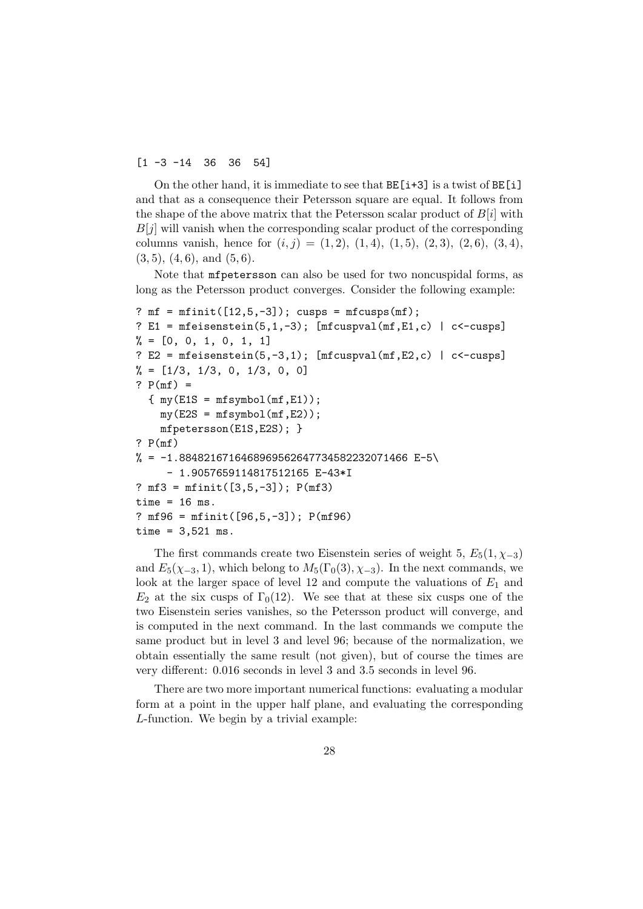```
[1 -3 -14  36  36  54]
```

On the other hand, it is immediate to see that `BE[i+3]` is a twist of `BE[i]` and that as a consequence their Petersson square are equal. It follows from the shape of the above matrix that the Petersson scalar product of $B[i]$ with $B[j]$ will vanish when the corresponding scalar product of the corresponding columns vanish, hence for $(i,j) = (1,2)$, $(1,4)$, $(1,5)$, $(2,3)$, $(2,6)$, $(3,4)$, $(3,5)$, $(4,6)$, and $(5,6)$.

Note that `mfpetersson` can also be used for two noncuspidal forms, as long as the Petersson product converges. Consider the following example:

```
? mf = mfinit([12,5,-3]); cusps = mfcusps(mf);
? E1 = mfeisenstein(5,1,-3); [mfcuspval(mf,E1,c) | c<-cusps]
% = [0, 0, 1, 0, 1, 1]
? E2 = mfeisenstein(5,-3,1); [mfcuspval(mf,E2,c) | c<-cusps]
% = [1/3, 1/3, 0, 1/3, 0, 0]
? P(mf) =
  { my(E1S = mfsymbol(mf,E1));
    my(E2S = mfsymbol(mf,E2));
    mfpetersson(E1S,E2S); }
? P(mf)
% = -1.8848216716468969562647734582232071466 E-5\
     - 1.9057659114817512165 E-43*I
? mf3 = mfinit([3,5,-3]); P(mf3)
time = 16 ms.
? mf96 = mfinit([96,5,-3]); P(mf96)
time = 3,521 ms.
```

The first commands create two Eisenstein series of weight 5, $E_5(1,\chi_{-3})$ and $E_5(\chi_{-3},1)$, which belong to $M_5(\Gamma_0(3),\chi_{-3})$. In the next commands, we look at the larger space of level 12 and compute the valuations of $E_1$ and $E_2$ at the six cusps of $\Gamma_0(12)$. We see that at these six cusps one of the two Eisenstein series vanishes, so the Petersson product will converge, and is computed in the next command. In the last commands we compute the same product but in level 3 and level 96; because of the normalization, we obtain essentially the same result (not given), but of course the times are very different: 0.016 seconds in level 3 and 3.5 seconds in level 96.

There are two more important numerical functions: evaluating a modular form at a point in the upper half plane, and evaluating the corresponding $L$-function. We begin by a trivial example: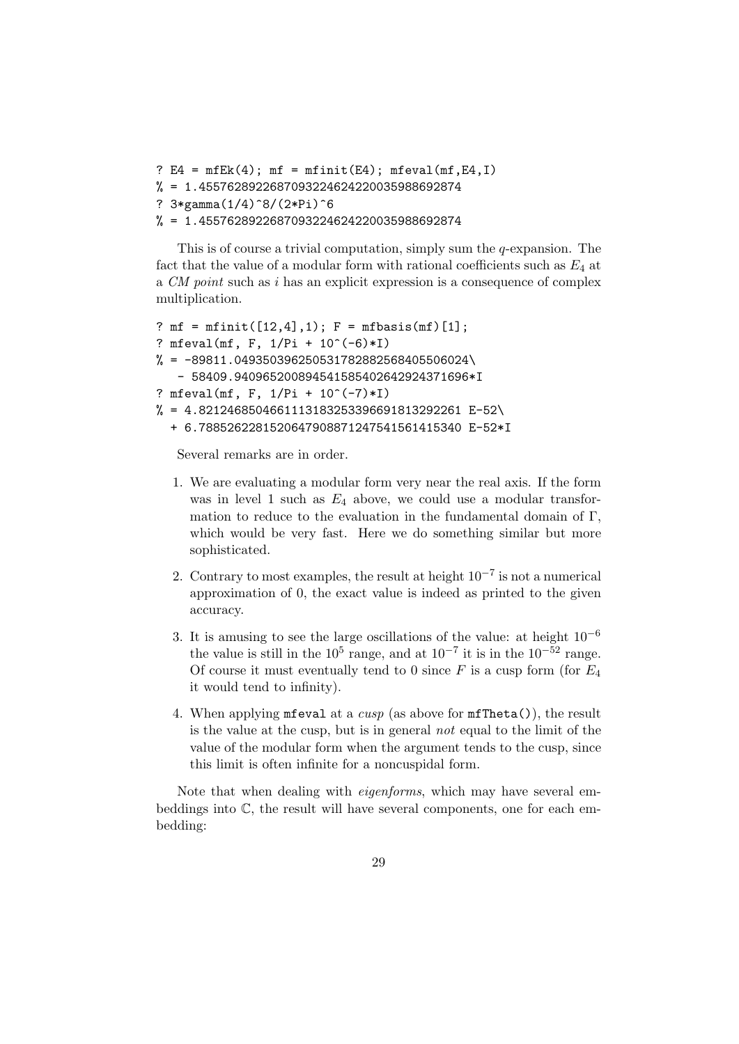```
? E4 = mfEk(4); mf = mfinit(E4); mfeval(mf,E4,I)
% = 1.4557628922687093224624220035988692874
? 3*gamma(1/4)^8/(2*Pi)^6
% = 1.4557628922687093224624220035988692874
```

This is of course a trivial computation, simply sum the $q$-expansion. The fact that the value of a modular form with rational coefficients such as $E_4$ at a *CM point* such as $i$ has an explicit expression is a consequence of complex multiplication.

```
? mf = mfinit([12,4],1); F = mfbasis(mf)[1];
? mfeval(mf, F, 1/Pi + 10^(-6)*I)
% = -89811.049350396250531782882568405506024\
   - 58409.940965200894541585402642924371696*I
? mfeval(mf, F, 1/Pi + 10^(-7)*I)
% = 4.8212468504661113183253396691813292261 E-52\
  + 6.7885262281520647908871247541561415340 E-52*I
```

Several remarks are in order.

1. We are evaluating a modular form very near the real axis. If the form was in level 1 such as $E_4$ above, we could use a modular transformation to reduce to the evaluation in the fundamental domain of $\Gamma$, which would be very fast. Here we do something similar but more sophisticated.
2. Contrary to most examples, the result at height $10^{-7}$ is not a numerical approximation of 0, the exact value is indeed as printed to the given accuracy.
3. It is amusing to see the large oscillations of the value: at height $10^{-6}$ the value is still in the $10^5$ range, and at $10^{-7}$ it is in the $10^{-52}$ range. Of course it must eventually tend to 0 since $F$ is a cusp form (for $E_4$ it would tend to infinity).
4. When applying `mfeval` at a *cusp* (as above for `mfTheta()`), the result is the value at the cusp, but is in general *not* equal to the limit of the value of the modular form when the argument tends to the cusp, since this limit is often infinite for a noncuspidal form.

Note that when dealing with *eigenforms*, which may have several embeddings into $\mathbb{C}$, the result will have several components, one for each embedding: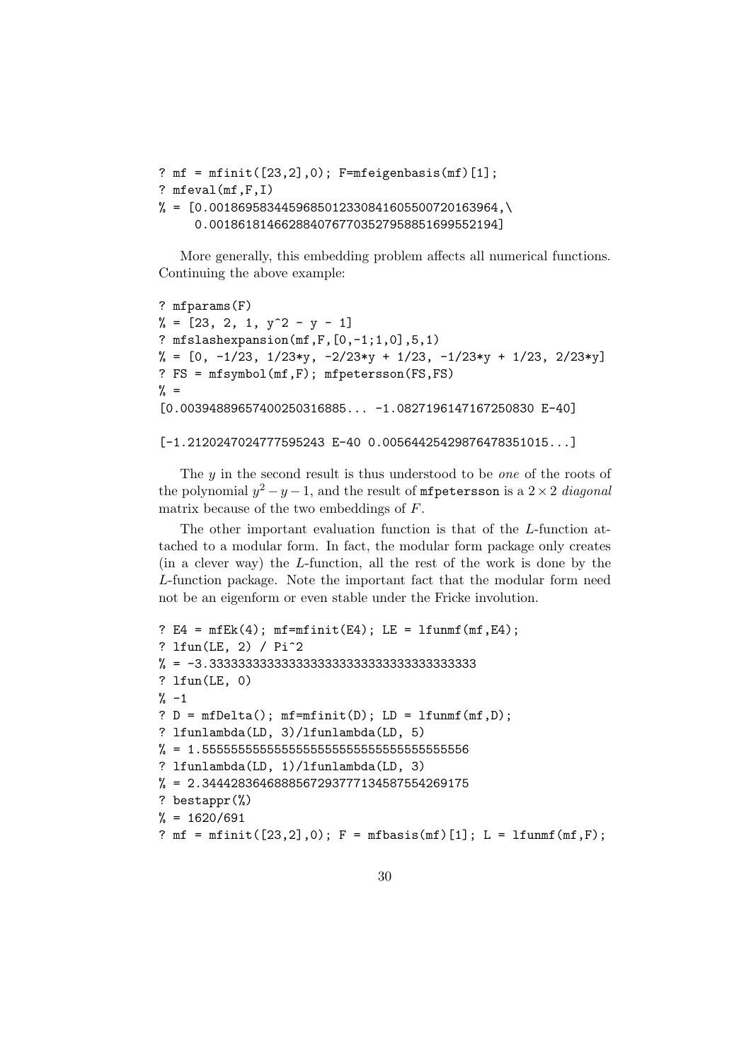```
? mf = mfinit([23,2],0); F=mfeigenbasis(mf)[1];
? mfeval(mf,F,I)
% = [0.0018695834459685012330841605500720163964,\
     0.0018618146628840767703527958851699552194]
```

More generally, this embedding problem affects all numerical functions. Continuing the above example:

```
? mfparams(F)
% = [23, 2, 1, y^2 - y - 1]
? mfslashexpansion(mf,F,[0,-1;1,0],5,1)
% = [0, -1/23, 1/23*y, -2/23*y + 1/23, -1/23*y + 1/23, 2/23*y]
? FS = mfsymbol(mf,F); mfpetersson(FS,FS)
% =
[0.0039488965740025031685... -1.0827196147167250830 E-40]

[-1.2120247024777595243 E-40 0.0056442542987647835101 5...]
```

The $y$ in the second result is thus understood to be *one* of the roots of the polynomial $y^2 - y - 1$, and the result of `mfpetersson` is a $2 \times 2$ *diagonal* matrix because of the two embeddings of $F$.

The other important evaluation function is that of the $L$-function attached to a modular form. In fact, the modular form package only creates (in a clever way) the $L$-function, all the rest of the work is done by the $L$-function package. Note the important fact that the modular form need not be an eigenform or even stable under the Fricke involution.

```
? E4 = mfEk(4); mf=mfinit(E4); LE = lfunmf(mf,E4);
? lfun(LE, 2) / Pi^2
% = -3.3333333333333333333333333333333333333
? lfun(LE, 0)
% -1
? D = mfDelta(); mf=mfinit(D); LD = lfunmf(mf,D);
? lfunlambda(LD, 3)/lfunlambda(LD, 5)
% = 1.5555555555555555555555555555555555556
? lfunlambda(LD, 1)/lfunlambda(LD, 3)
% = 2.3444283646888567293777134587554269175
? bestappr(%)
% = 1620/691
? mf = mfinit([23,2],0); F = mfbasis(mf)[1]; L = lfunmf(mf,F);
```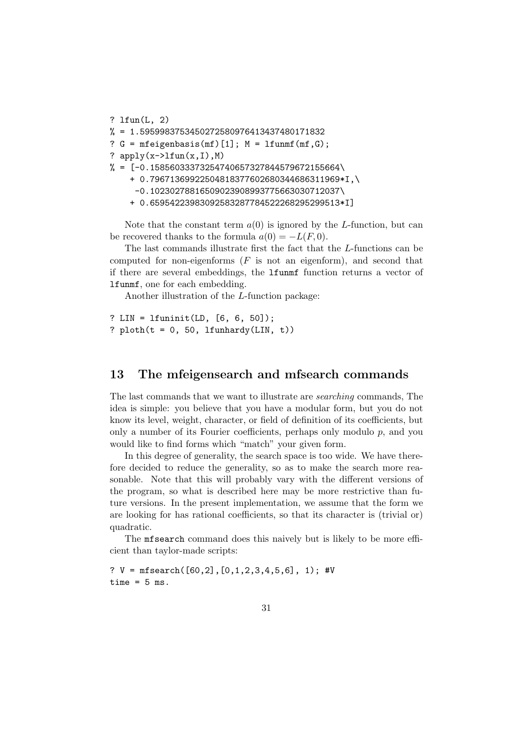```
? lfun(L, 2)
% = 1.5959983753450272580976413437480171832
? G = mfeigenbasis(mf)[1]; M = lfunmf(mf,G);
? apply(x->lfun(x,I),M)
% = [-0.15856033373254740657327844579672155664\
    + 0.79671369922504818377602680344686311969*I,\
     -0.10230278816509023908993775663030712037\
    + 0.65954223983092583287784522268295299513*I]
```

Note that the constant term $a(0)$ is ignored by the $L$-function, but can be recovered thanks to the formula $a(0) = -L(F, 0)$.

The last commands illustrate first the fact that the $L$-functions can be computed for non-eigenforms ($F$ is not an eigenform), and second that if there are several embeddings, the `lfunmf` function returns a vector of `lfunmf`, one for each embedding.

Another illustration of the $L$-function package:

```
? LIN = lfuninit(LD, [6, 6, 50]);
? ploth(t = 0, 50, lfunhardy(LIN, t))
```

## 13 The mfeigensearch and mfsearch commands

The last commands that we want to illustrate are *searching* commands, The idea is simple: you believe that you have a modular form, but you do not know its level, weight, character, or field of definition of its coefficients, but only a number of its Fourier coefficients, perhaps only modulo $p$, and you would like to find forms which "match" your given form.

In this degree of generality, the search space is too wide. We have therefore decided to reduce the generality, so as to make the search more reasonable. Note that this will probably vary with the different versions of the program, so what is described here may be more restrictive than future versions. In the present implementation, we assume that the form we are looking for has rational coefficients, so that its character is (trivial or) quadratic.

The `mfsearch` command does this naively but is likely to be more efficient than taylor-made scripts:

```
? V = mfsearch([60,2],[0,1,2,3,4,5,6], 1); #V
time = 5 ms.
```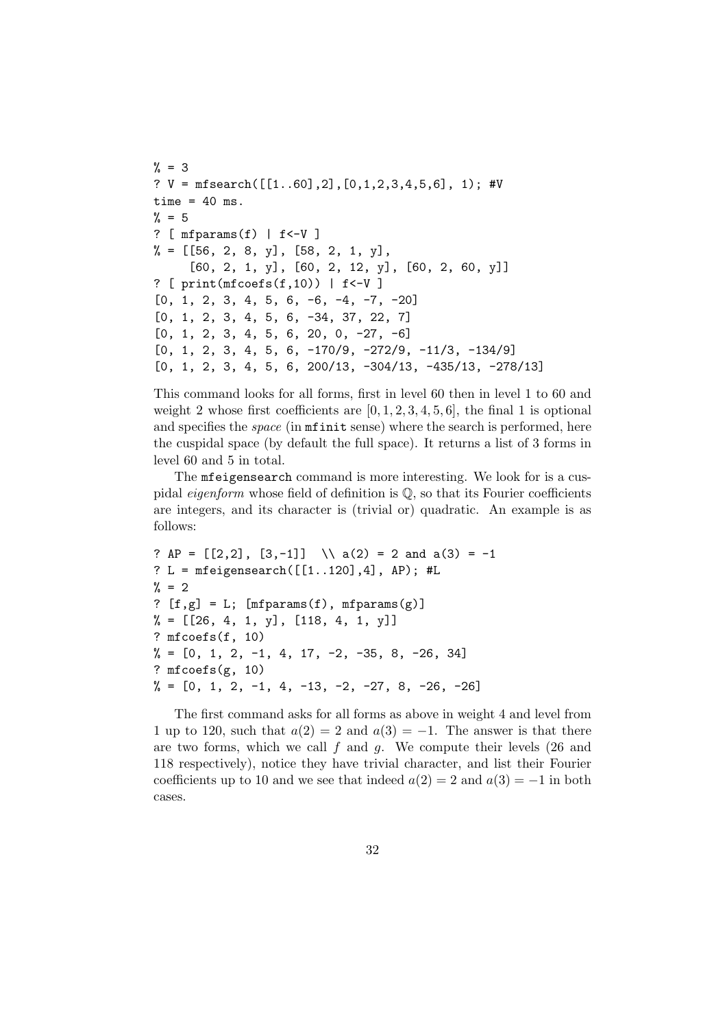```
% = 3
? V = mfsearch([[1..60],2],[0,1,2,3,4,5,6], 1); #V
time = 40 ms.
% = 5
? [ mfparams(f) | f<-V ]
% = [[56, 2, 8, y], [58, 2, 1, y],
     [60, 2, 1, y], [60, 2, 12, y], [60, 2, 60, y]]
? [ print(mfcoefs(f,10)) | f<-V ]
[0, 1, 2, 3, 4, 5, 6, -6, -4, -7, -20]
[0, 1, 2, 3, 4, 5, 6, -34, 37, 22, 7]
[0, 1, 2, 3, 4, 5, 6, 20, 0, -27, -6]
[0, 1, 2, 3, 4, 5, 6, -170/9, -272/9, -11/3, -134/9]
[0, 1, 2, 3, 4, 5, 6, 200/13, -304/13, -435/13, -278/13]
```

This command looks for all forms, first in level 60 then in level 1 to 60 and weight 2 whose first coefficients are $[0, 1, 2, 3, 4, 5, 6]$, the final 1 is optional and specifies the *space* (in `mfinit` sense) where the search is performed, here the cuspidal space (by default the full space). It returns a list of 3 forms in level 60 and 5 in total.

The `mfeigensearch` command is more interesting. We look for is a cuspidal *eigenform* whose field of definition is $\mathbb{Q}$, so that its Fourier coefficients are integers, and its character is (trivial or) quadratic. An example is as follows:

```
? AP = [[2,2], [3,-1]]  \\ a(2) = 2 and a(3) = -1
? L = mfeigensearch([[1..120],4], AP); #L
% = 2
? [f,g] = L; [mfparams(f), mfparams(g)]
% = [[26, 4, 1, y], [118, 4, 1, y]]
? mfcoefs(f, 10)
% = [0, 1, 2, -1, 4, 17, -2, -35, 8, -26, 34]
? mfcoefs(g, 10)
% = [0, 1, 2, -1, 4, -13, -2, -27, 8, -26, -26]
```

The first command asks for all forms as above in weight 4 and level from 1 up to 120, such that $a(2) = 2$ and $a(3) = -1$. The answer is that there are two forms, which we call $f$ and $g$. We compute their levels (26 and 118 respectively), notice they have trivial character, and list their Fourier coefficients up to 10 and we see that indeed $a(2) = 2$ and $a(3) = -1$ in both cases.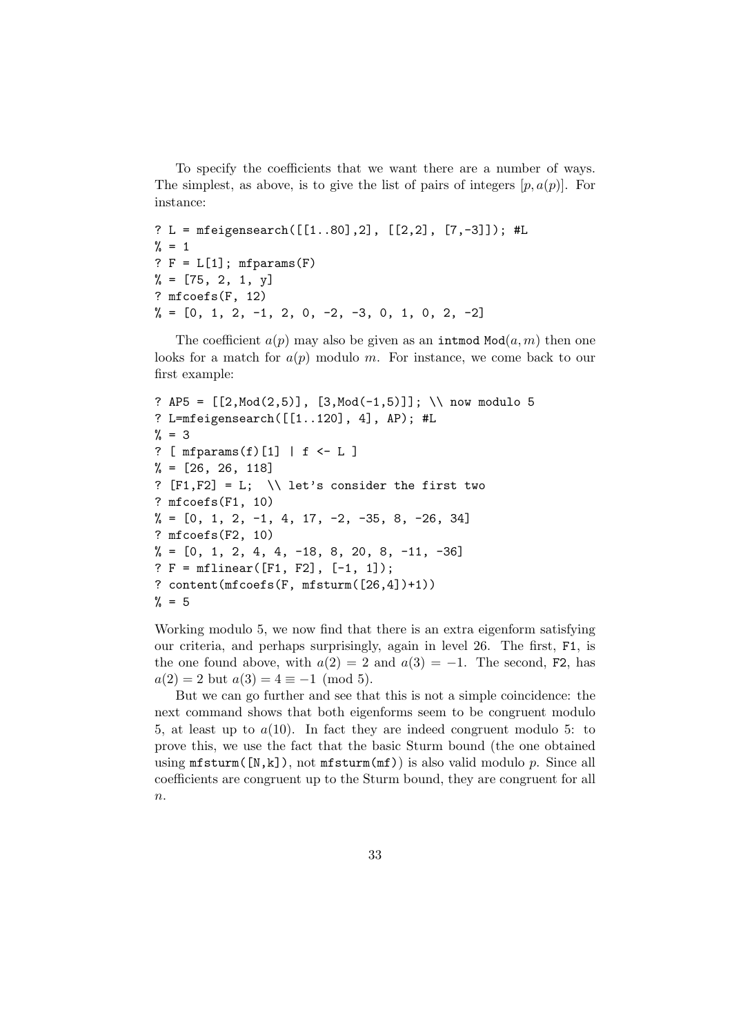To specify the coefficients that we want there are a number of ways. The simplest, as above, is to give the list of pairs of integers $[p, a(p)]$. For instance:

```
? L = mfeigensearch([[1..80],2], [[2,2], [7,-3]]); #L
% = 1
? F = L[1]; mfparams(F)
% = [75, 2, 1, y]
? mfcoefs(F, 12)
% = [0, 1, 2, -1, 2, 0, -2, -3, 0, 1, 0, 2, -2]
```

The coefficient $a(p)$ may also be given as an `intmod` `Mod`$(a, m)$ then one looks for a match for $a(p)$ modulo $m$. For instance, we come back to our first example:

```
? AP5 = [[2,Mod(2,5)], [3,Mod(-1,5)]]; \\ now modulo 5
? L=mfeigensearch([[1..120], 4], AP); #L
% = 3
? [ mfparams(f)[1] | f <- L ]
% = [26, 26, 118]
? [F1,F2] = L;  \\ let's consider the first two
? mfcoefs(F1, 10)
% = [0, 1, 2, -1, 4, 17, -2, -35, 8, -26, 34]
? mfcoefs(F2, 10)
% = [0, 1, 2, 4, 4, -18, 8, 20, 8, -11, -36]
? F = mflinear([F1, F2], [-1, 1]);
? content(mfcoefs(F, mfsturm([26,4])+1))
% = 5
```

Working modulo 5, we now find that there is an extra eigenform satisfying our criteria, and perhaps surprisingly, again in level 26. The first, `F1`, is the one found above, with $a(2) = 2$ and $a(3) = -1$. The second, `F2`, has $a(2) = 2$ but $a(3) = 4 \equiv -1 \pmod 5$.

But we can go further and see that this is not a simple coincidence: the next command shows that both eigenforms seem to be congruent modulo 5, at least up to $a(10)$. In fact they are indeed congruent modulo 5: to prove this, we use the fact that the basic Sturm bound (the one obtained using `mfsturm([N,k])`, not `mfsturm(mf)`) is also valid modulo $p$. Since all coefficients are congruent up to the Sturm bound, they are congruent for all $n$.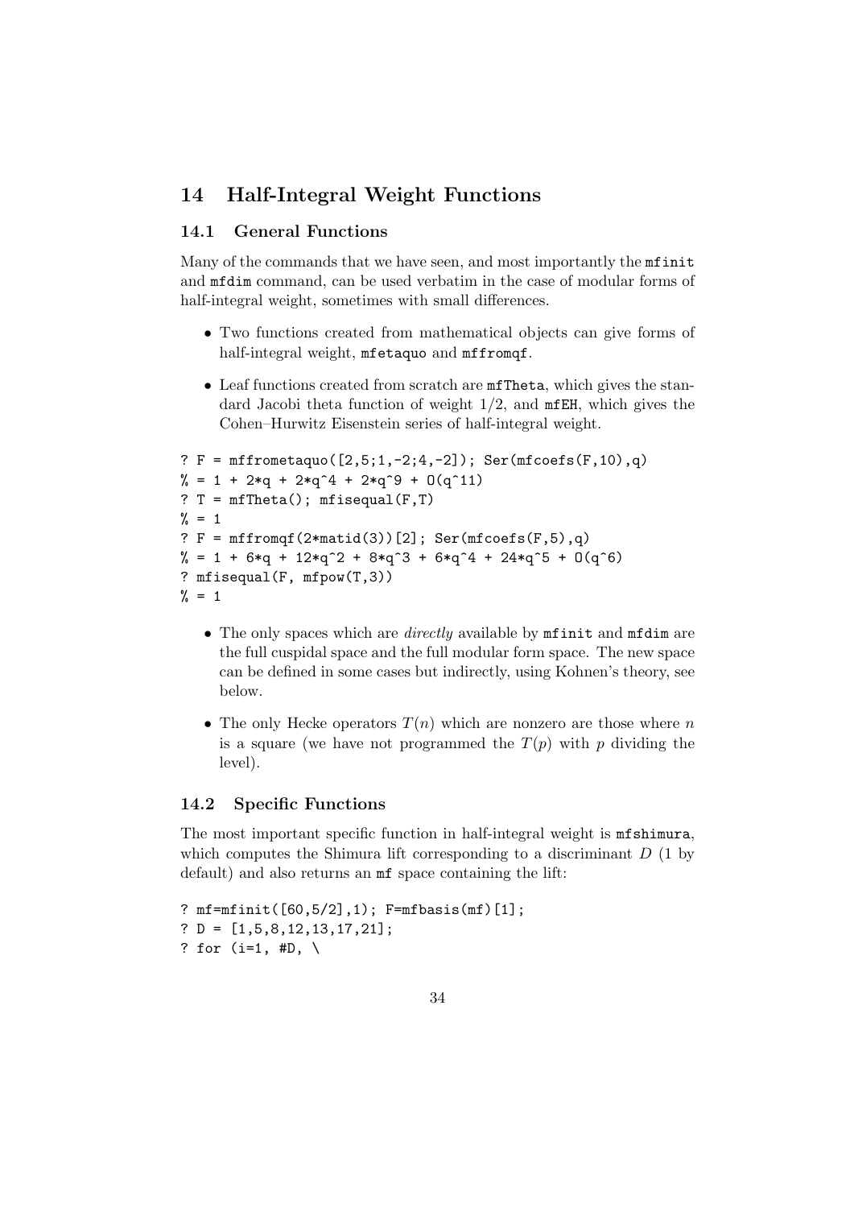## 14 Half-Integral Weight Functions

### 14.1 General Functions

Many of the commands that we have seen, and most importantly the `mfinit` and `mfdim` command, can be used verbatim in the case of modular forms of half-integral weight, sometimes with small differences.

- Two functions created from mathematical objects can give forms of half-integral weight, `mfetaquo` and `mffromqf`.
- Leaf functions created from scratch are `mfTheta`, which gives the standard Jacobi theta function of weight 1/2, and `mfEH`, which gives the Cohen–Hurwitz Eisenstein series of half-integral weight.

```
? F = mffrometaquo([2,5;1,-2;4,-2]); Ser(mfcoefs(F,10),q)
% = 1 + 2*q + 2*q^4 + 2*q^9 + O(q^11)
? T = mfTheta(); mfisequal(F,T)
% = 1
? F = mffromqf(2*matid(3))[2]; Ser(mfcoefs(F,5),q)
% = 1 + 6*q + 12*q^2 + 8*q^3 + 6*q^4 + 24*q^5 + O(q^6)
? mfisequal(F, mfpow(T,3))
% = 1
```

- The only spaces which are *directly* available by `mfinit` and `mfdim` are the full cuspidal space and the full modular form space. The new space can be defined in some cases but indirectly, using Kohnen's theory, see below.
- The only Hecke operators $T(n)$ which are nonzero are those where $n$ is a square (we have not programmed the $T(p)$ with $p$ dividing the level).

### 14.2 Specific Functions

The most important specific function in half-integral weight is `mfshimura`, which computes the Shimura lift corresponding to a discriminant $D$ (1 by default) and also returns an `mf` space containing the lift:

```
? mf=mfinit([60,5/2],1); F=mfbasis(mf)[1];
? D = [1,5,8,12,13,17,21];
? for (i=1, #D, \
```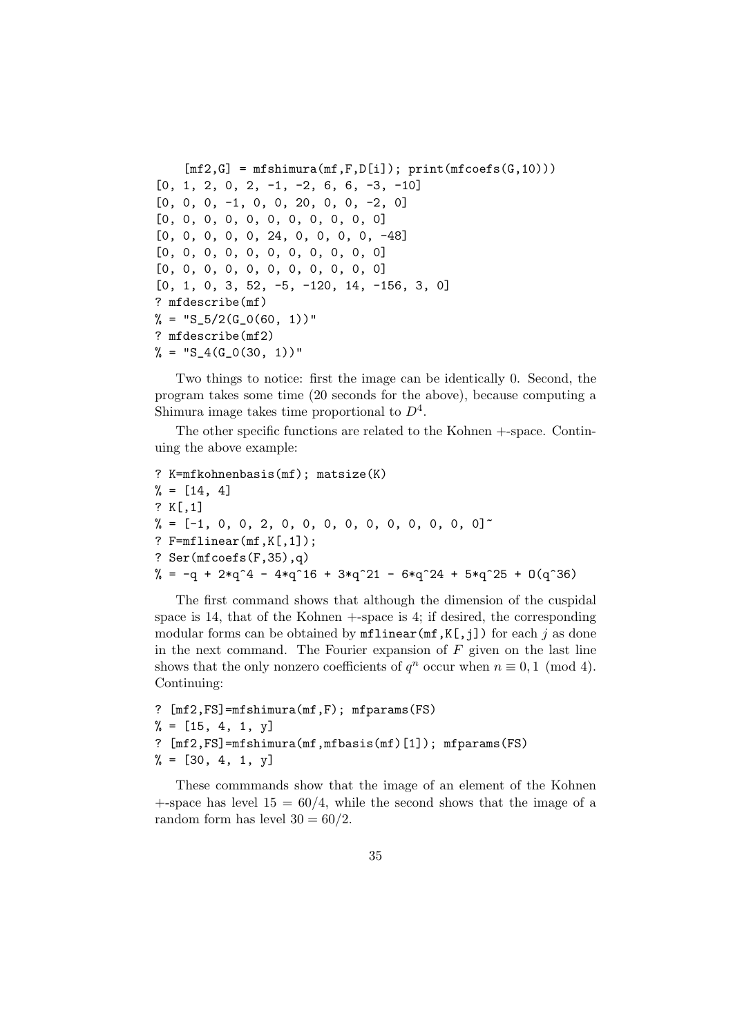```
    [mf2,G] = mfshimura(mf,F,D[i]); print(mfcoefs(G,10)))
[0, 1, 2, 0, 2, -1, -2, 6, 6, -3, -10]
[0, 0, 0, -1, 0, 0, 20, 0, 0, -2, 0]
[0, 0, 0, 0, 0, 0, 0, 0, 0, 0, 0]
[0, 0, 0, 0, 0, 24, 0, 0, 0, 0, -48]
[0, 0, 0, 0, 0, 0, 0, 0, 0, 0, 0]
[0, 0, 0, 0, 0, 0, 0, 0, 0, 0, 0]
[0, 1, 0, 3, 52, -5, -120, 14, -156, 3, 0]
? mfdescribe(mf)
% = "S_5/2(G_0(60, 1))"
? mfdescribe(mf2)
% = "S_4(G_0(30, 1))"
```

Two things to notice: first the image can be identically 0. Second, the program takes some time (20 seconds for the above), because computing a Shimura image takes time proportional to $D^4$.

The other specific functions are related to the Kohnen +-space. Continuing the above example:

```
? K=mfkohnenbasis(mf); matsize(K)
% = [14, 4]
? K[,1]
% = [-1, 0, 0, 2, 0, 0, 0, 0, 0, 0, 0, 0, 0, 0]~
? F=mflinear(mf,K[,1]);
? Ser(mfcoefs(F,35),q)
% = -q + 2*q^4 - 4*q^16 + 3*q^21 - 6*q^24 + 5*q^25 + O(q^36)
```

The first command shows that although the dimension of the cuspidal space is 14, that of the Kohnen +-space is 4; if desired, the corresponding modular forms can be obtained by `mflinear(mf,K[,j])` for each $j$ as done in the next command. The Fourier expansion of $F$ given on the last line shows that the only nonzero coefficients of $q^n$ occur when $n \equiv 0, 1 \pmod{4}$. Continuing:

```
? [mf2,FS]=mfshimura(mf,F); mfparams(FS)
% = [15, 4, 1, y]
? [mf2,FS]=mfshimura(mf,mfbasis(mf)[1]); mfparams(FS)
% = [30, 4, 1, y]
```

These commmands show that the image of an element of the Kohnen +-space has level $15 = 60/4$, while the second shows that the image of a random form has level $30 = 60/2$.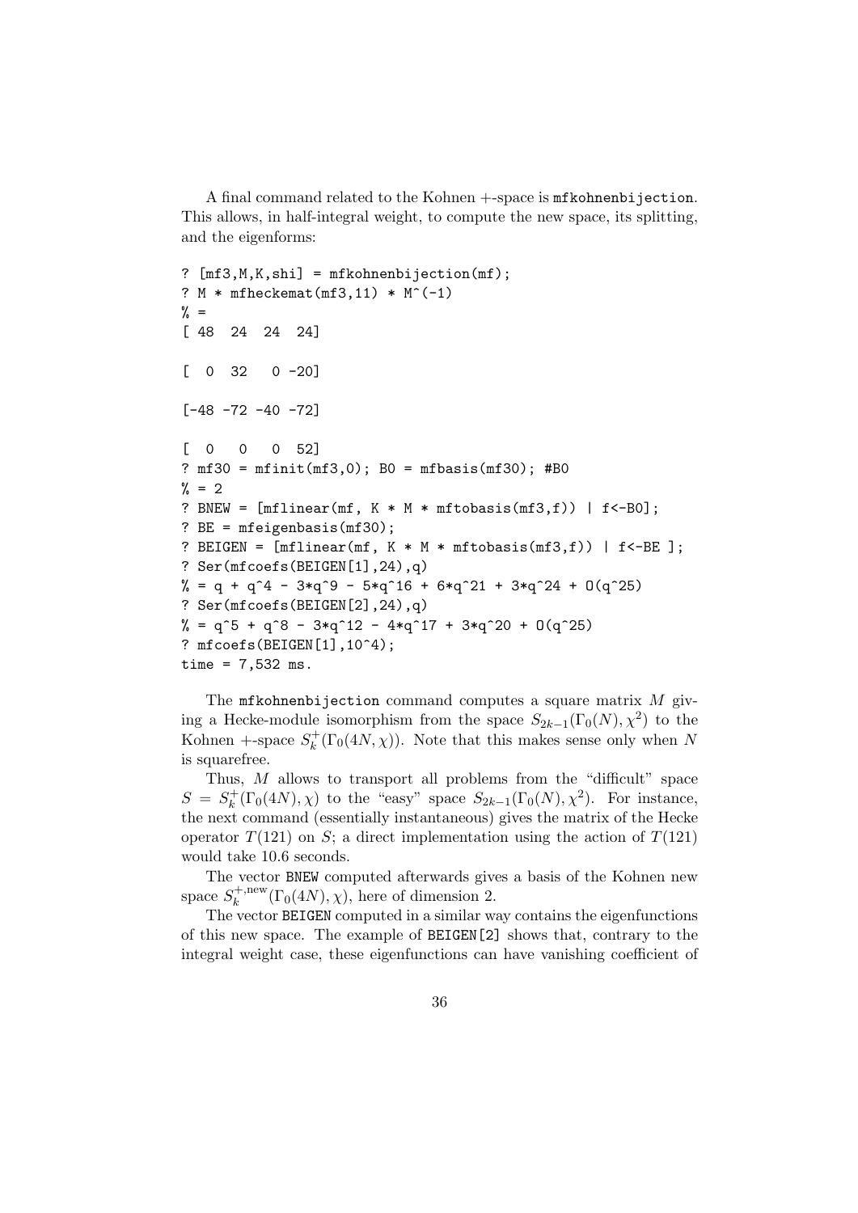A final command related to the Kohnen +-space is mfkohnenbijection. This allows, in half-integral weight, to compute the new space, its splitting, and the eigenforms:

```
? [mf3,M,K,shi] = mfkohnenbijection(mf);
? M * mfheckemat(mf3,11) * M^(-1)
% =
[ 48  24  24  24]

[  0  32   0 -20]

[-48 -72 -40 -72]

[  0   0   0  52]
? mf30 = mfinit(mf3,0); B0 = mfbasis(mf30); #B0
% = 2
? BNEW = [mflinear(mf, K * M * mftobasis(mf3,f)) | f<-B0];
? BE = mfeigenbasis(mf30);
? BEIGEN = [mflinear(mf, K * M * mftobasis(mf3,f)) | f<-BE ];
? Ser(mfcoefs(BEIGEN[1],24),q)
% = q + q^4 - 3*q^9 - 5*q^16 + 6*q^21 + 3*q^24 + O(q^25)
? Ser(mfcoefs(BEIGEN[2],24),q)
% = q^5 + q^8 - 3*q^12 - 4*q^17 + 3*q^20 + O(q^25)
? mfcoefs(BEIGEN[1],10^4);
time = 7,532 ms.
```

The mfkohnenbijection command computes a square matrix $M$ giving a Hecke-module isomorphism from the space $S_{2k-1}(\Gamma_0(N),\chi^2)$ to the Kohnen +-space $S_k^+(\Gamma_0(4N,\chi))$. Note that this makes sense only when $N$ is squarefree.

Thus, $M$ allows to transport all problems from the "difficult" space $S = S_k^+(\Gamma_0(4N),\chi)$ to the "easy" space $S_{2k-1}(\Gamma_0(N),\chi^2)$. For instance, the next command (essentially instantaneous) gives the matrix of the Hecke operator $T(121)$ on $S$; a direct implementation using the action of $T(121)$ would take 10.6 seconds.

The vector BNEW computed afterwards gives a basis of the Kohnen new space $S_k^{+,\mathrm{new}}(\Gamma_0(4N),\chi)$, here of dimension 2.

The vector BEIGEN computed in a similar way contains the eigenfunctions of this new space. The example of BEIGEN[2] shows that, contrary to the integral weight case, these eigenfunctions can have vanishing coefficient of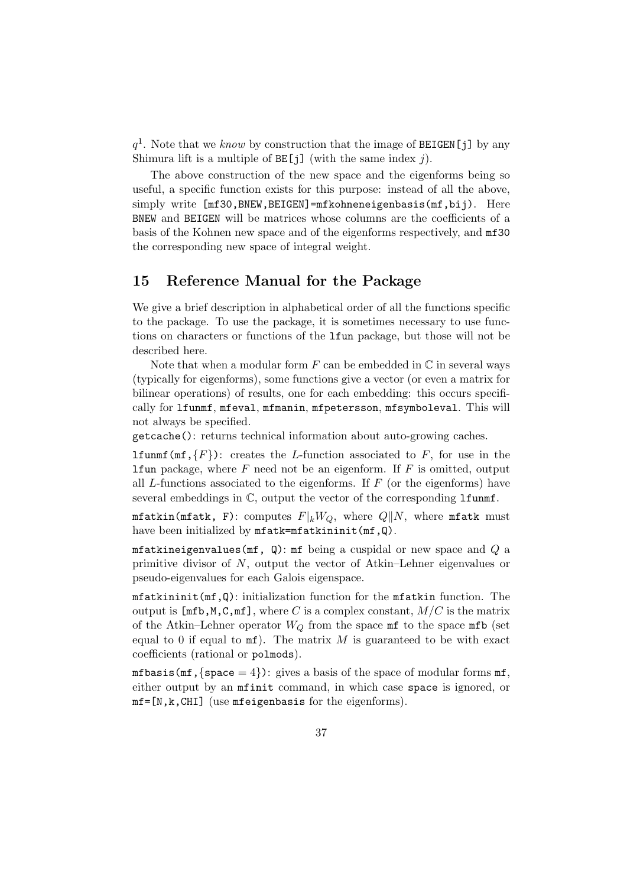$q^1$. Note that we *know* by construction that the image of `BEIGEN[j]` by any Shimura lift is a multiple of `BE[j]` (with the same index $j$).

The above construction of the new space and the eigenforms being so useful, a specific function exists for this purpose: instead of all the above, simply write `[mf30,BNEW,BEIGEN]=mfkohneneigenbasis(mf,bij)`. Here `BNEW` and `BEIGEN` will be matrices whose columns are the coefficients of a basis of the Kohnen new space and of the eigenforms respectively, and `mf30` the corresponding new space of integral weight.

## 15 Reference Manual for the Package

We give a brief description in alphabetical order of all the functions specific to the package. To use the package, it is sometimes necessary to use functions on characters or functions of the `lfun` package, but those will not be described here.

Note that when a modular form $F$ can be embedded in $\mathbb{C}$ in several ways (typically for eigenforms), some functions give a vector (or even a matrix for bilinear operations) of results, one for each embedding: this occurs specifically for `lfunmf`, `mfeval`, `mfmanin`, `mfpetersson`, `mfsymboleval`. This will not always be specified.

`getcache()`: returns technical information about auto-growing caches.

`lfunmf(mf,{F})`: creates the $L$-function associated to $F$, for use in the `lfun` package, where $F$ need not be an eigenform. If $F$ is omitted, output all $L$-functions associated to the eigenforms. If $F$ (or the eigenforms) have several embeddings in $\mathbb{C}$, output the vector of the corresponding `lfunmf`.

`mfatkin(mfatk, F)`: computes $F|_k W_Q$, where $Q \| N$, where `mfatk` must have been initialized by `mfatk=mfatkininit(mf,Q)`.

`mfatkineigenvalues(mf, Q)`: `mf` being a cuspidal or new space and $Q$ a primitive divisor of $N$, output the vector of Atkin–Lehner eigenvalues or pseudo-eigenvalues for each Galois eigenspace.

`mfatkininit(mf,Q)`: initialization function for the `mfatkin` function. The output is `[mfb,M,C,mf]`, where $C$ is a complex constant, $M/C$ is the matrix of the Atkin–Lehner operator $W_Q$ from the space `mf` to the space `mfb` (set equal to 0 if equal to `mf`). The matrix $M$ is guaranteed to be with exact coefficients (rational or `polmods`).

`mfbasis(mf,{space = 4})`: gives a basis of the space of modular forms `mf`, either output by an `mfinit` command, in which case `space` is ignored, or `mf=[N,k,CHI]` (use `mfeigenbasis` for the eigenforms).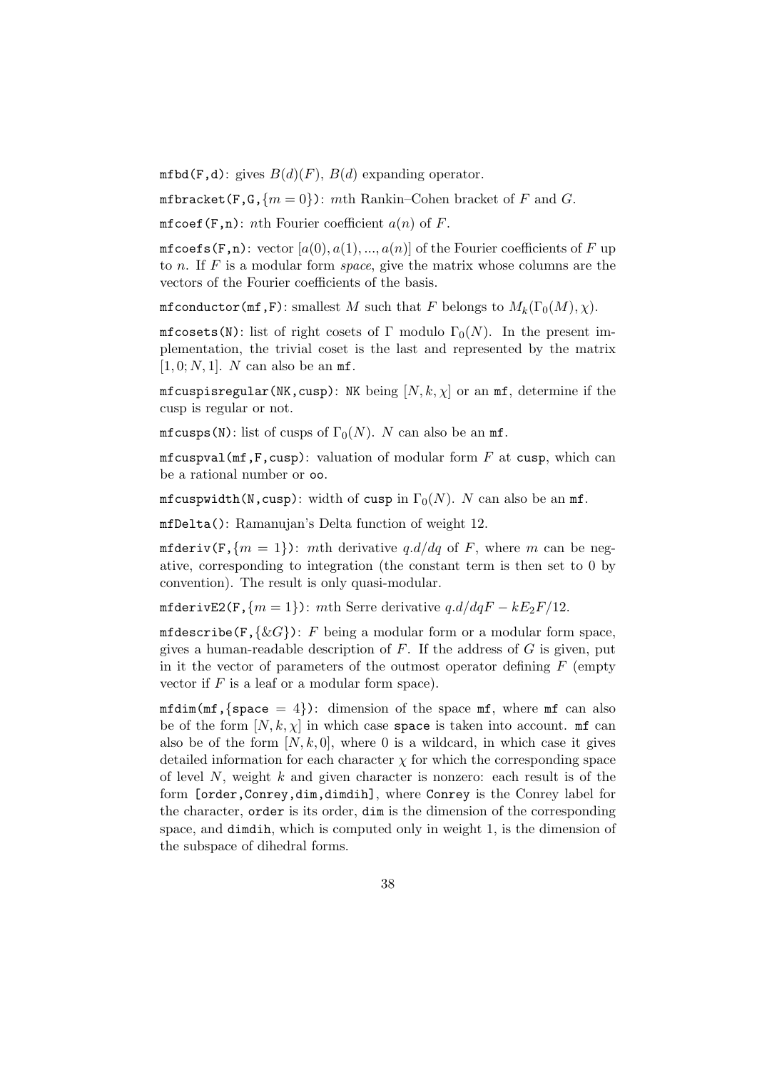`mfbd(F,d)`: gives $B(d)(F)$, $B(d)$ expanding operator.

`mfbracket(F,G,`$\{m=0\}$`)`: $m$th Rankin–Cohen bracket of $F$ and $G$.

`mfcoef(F,n)`: $n$th Fourier coefficient $a(n)$ of $F$.

`mfcoefs(F,n)`: vector $[a(0), a(1), ..., a(n)]$ of the Fourier coefficients of $F$ up to $n$. If $F$ is a modular form *space*, give the matrix whose columns are the vectors of the Fourier coefficients of the basis.

`mfconductor(mf,F)`: smallest $M$ such that $F$ belongs to $M_k(\Gamma_0(M), \chi)$.

`mfcosets(N)`: list of right cosets of $\Gamma$ modulo $\Gamma_0(N)$. In the present implementation, the trivial coset is the last and represented by the matrix $[1, 0; N, 1]$. $N$ can also be an `mf`.

`mfcuspisregular(NK,cusp)`: `NK` being $[N, k, \chi]$ or an `mf`, determine if the cusp is regular or not.

`mfcusps(N)`: list of cusps of $\Gamma_0(N)$. $N$ can also be an `mf`.

`mfcuspval(mf,F,cusp)`: valuation of modular form $F$ at `cusp`, which can be a rational number or `oo`.

`mfcuspwidth(N,cusp)`: width of `cusp` in $\Gamma_0(N)$. $N$ can also be an `mf`.

`mfDelta()`: Ramanujan's Delta function of weight 12.

`mfderiv(F,`$\{m=1\}$`)`: $m$th derivative $q.d/dq$ of $F$, where $m$ can be negative, corresponding to integration (the constant term is then set to 0 by convention). The result is only quasi-modular.

`mfderivE2(F,`$\{m=1\}$`)`: $m$th Serre derivative $q.d/dqF - kE_2F/12$.

`mfdescribe(F,`$\{\&G\}$`)`: $F$ being a modular form or a modular form space, gives a human-readable description of $F$. If the address of $G$ is given, put in it the vector of parameters of the outmost operator defining $F$ (empty vector if $F$ is a leaf or a modular form space).

`mfdim(mf,`$\{$`space` $=4\}$`)`: dimension of the space `mf`, where `mf` can also be of the form $[N, k, \chi]$ in which case `space` is taken into account. `mf` can also be of the form $[N, k, 0]$, where 0 is a wildcard, in which case it gives detailed information for each character $\chi$ for which the corresponding space of level $N$, weight $k$ and given character is nonzero: each result is of the form `[order,Conrey,dim,dimdih]`, where `Conrey` is the Conrey label for the character, `order` is its order, `dim` is the dimension of the corresponding space, and `dimdih`, which is computed only in weight 1, is the dimension of the subspace of dihedral forms.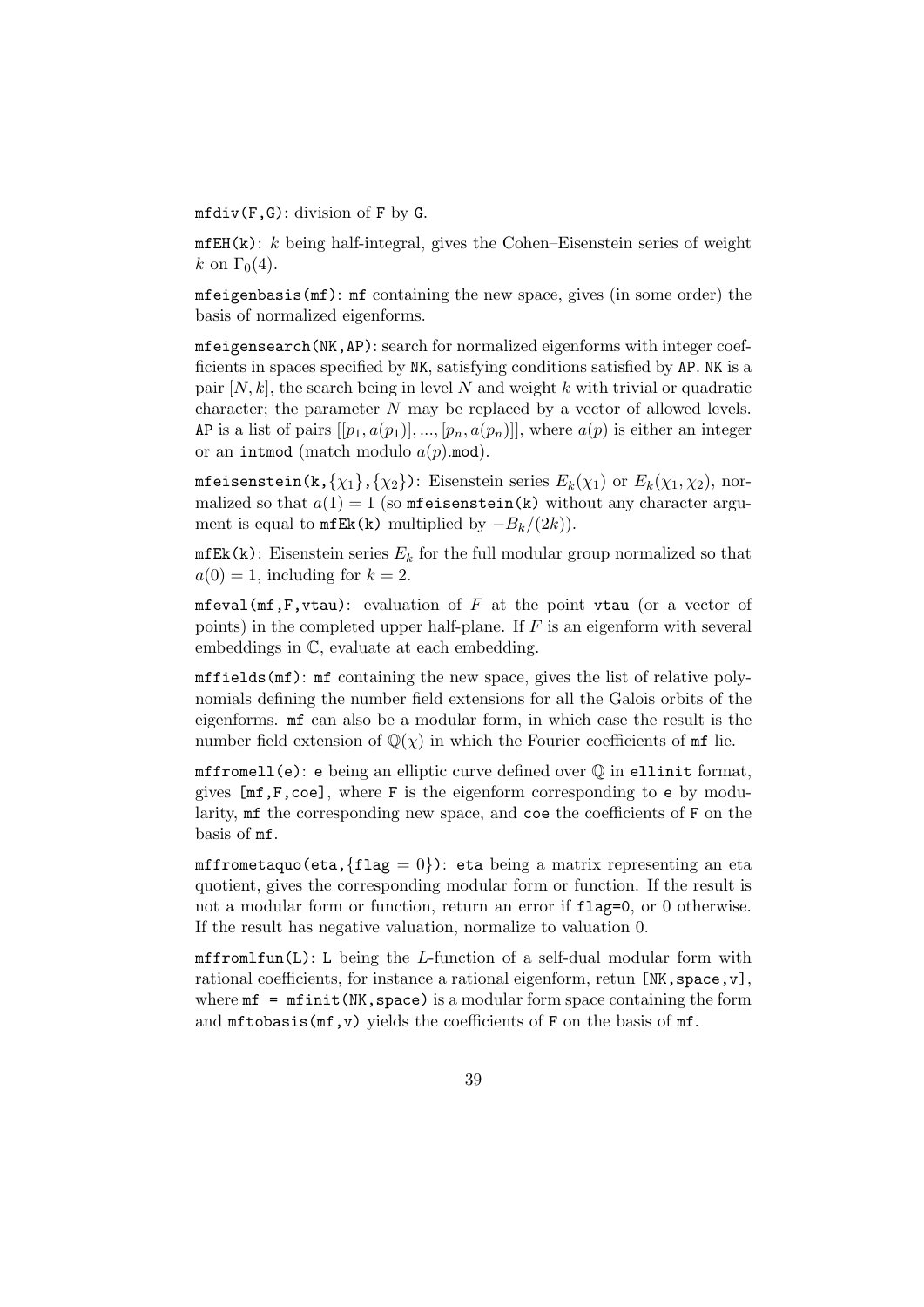`mfdiv(F,G)`: division of `F` by `G`.

`mfEH(k)`: $k$ being half-integral, gives the Cohen–Eisenstein series of weight $k$ on $\Gamma_0(4)$.

`mfeigenbasis(mf)`: `mf` containing the new space, gives (in some order) the basis of normalized eigenforms.

`mfeigensearch(NK,AP)`: search for normalized eigenforms with integer coefficients in spaces specified by `NK`, satisfying conditions satisfied by `AP`. `NK` is a pair $[N, k]$, the search being in level $N$ and weight $k$ with trivial or quadratic character; the parameter $N$ may be replaced by a vector of allowed levels. `AP` is a list of pairs $[[p_1, a(p_1)], ..., [p_n, a(p_n)]]$, where $a(p)$ is either an integer or an `intmod` (match modulo $a(p)$.`mod`).

`mfeisenstein(k,`$\{\chi_1\}$`,`$\{\chi_2\}$`)`: Eisenstein series $E_k(\chi_1)$ or $E_k(\chi_1, \chi_2)$, normalized so that $a(1) = 1$ (so `mfeisenstein(k)` without any character argument is equal to `mfEk(k)` multiplied by $-B_k/(2k)$).

`mfEk(k)`: Eisenstein series $E_k$ for the full modular group normalized so that $a(0) = 1$, including for $k = 2$.

`mfeval(mf,F,vtau)`: evaluation of $F$ at the point `vtau` (or a vector of points) in the completed upper half-plane. If $F$ is an eigenform with several embeddings in $\mathbb{C}$, evaluate at each embedding.

`mffields(mf)`: `mf` containing the new space, gives the list of relative polynomials defining the number field extensions for all the Galois orbits of the eigenforms. `mf` can also be a modular form, in which case the result is the number field extension of $\mathbb{Q}(\chi)$ in which the Fourier coefficients of `mf` lie.

`mffromell(e)`: `e` being an elliptic curve defined over $\mathbb{Q}$ in `ellinit` format, gives `[mf,F,coe]`, where `F` is the eigenform corresponding to `e` by modularity, `mf` the corresponding new space, and `coe` the coefficients of `F` on the basis of `mf`.

`mffrometaquo(eta,`$\{$`flag` $= 0\}$`)`: `eta` being a matrix representing an eta quotient, gives the corresponding modular form or function. If the result is not a modular form or function, return an error if `flag=0`, or 0 otherwise. If the result has negative valuation, normalize to valuation 0.

`mffromlfun(L)`: `L` being the $L$-function of a self-dual modular form with rational coefficients, for instance a rational eigenform, retun `[NK,space,v]`, where `mf = mfinit(NK,space)` is a modular form space containing the form and `mftobasis(mf,v)` yields the coefficients of `F` on the basis of `mf`.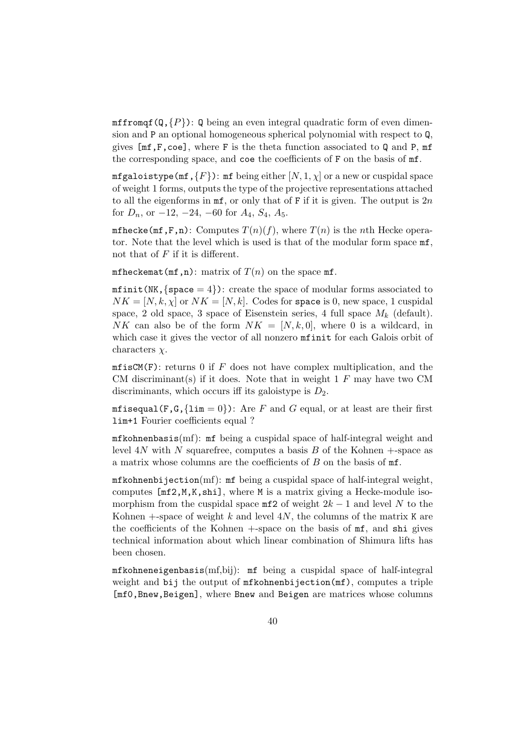`mffromqf(Q,{P})`: `Q` being an even integral quadratic form of even dimension and `P` an optional homogeneous spherical polynomial with respect to `Q`, gives `[mf,F,coe]`, where `F` is the theta function associated to `Q` and `P`, `mf` the corresponding space, and `coe` the coefficients of `F` on the basis of `mf`.

`mfgaloistype(mf,{F})`: `mf` being either $[N, 1, \chi]$ or a new or cuspidal space of weight 1 forms, outputs the type of the projective representations attached to all the eigenforms in `mf`, or only that of `F` if it is given. The output is $2n$ for $D_n$, or $-12$, $-24$, $-60$ for $A_4$, $S_4$, $A_5$.

`mfhecke(mf,F,n)`: Computes $T(n)(f)$, where $T(n)$ is the $n$th Hecke operator. Note that the level which is used is that of the modular form space `mf`, not that of $F$ if it is different.

`mfheckemat(mf,n)`: matrix of $T(n)$ on the space `mf`.

`mfinit(NK,{space = 4})`: create the space of modular forms associated to $NK = [N, k, \chi]$ or $NK = [N, k]$. Codes for `space` is 0, new space, 1 cuspidal space, 2 old space, 3 space of Eisenstein series, 4 full space $M_k$ (default). $NK$ can also be of the form $NK = [N, k, 0]$, where 0 is a wildcard, in which case it gives the vector of all nonzero `mfinit` for each Galois orbit of characters $\chi$.

`mfisCM(F)`: returns 0 if $F$ does not have complex multiplication, and the CM discriminant(s) if it does. Note that in weight 1 $F$ may have two CM discriminants, which occurs iff its galoistype is $D_2$.

`mfisequal(F,G,{lim = 0})`: Are $F$ and $G$ equal, or at least are their first `lim+1` Fourier coefficients equal ?

`mfkohnenbasis`(mf): `mf` being a cuspidal space of half-integral weight and level $4N$ with $N$ squarefree, computes a basis $B$ of the Kohnen +-space as a matrix whose columns are the coefficients of $B$ on the basis of `mf`.

`mfkohnenbijection`(mf): `mf` being a cuspidal space of half-integral weight, computes `[mf2,M,K,shi]`, where `M` is a matrix giving a Hecke-module isomorphism from the cuspidal space `mf2` of weight $2k - 1$ and level $N$ to the Kohnen +-space of weight $k$ and level $4N$, the columns of the matrix `K` are the coefficients of the Kohnen +-space on the basis of `mf`, and `shi` gives technical information about which linear combination of Shimura lifts has been chosen.

`mfkohneneigenbasis`(mf,bij): `mf` being a cuspidal space of half-integral weight and `bij` the output of `mfkohnenbijection(mf)`, computes a triple `[mf0,Bnew,Beigen]`, where `Bnew` and `Beigen` are matrices whose columns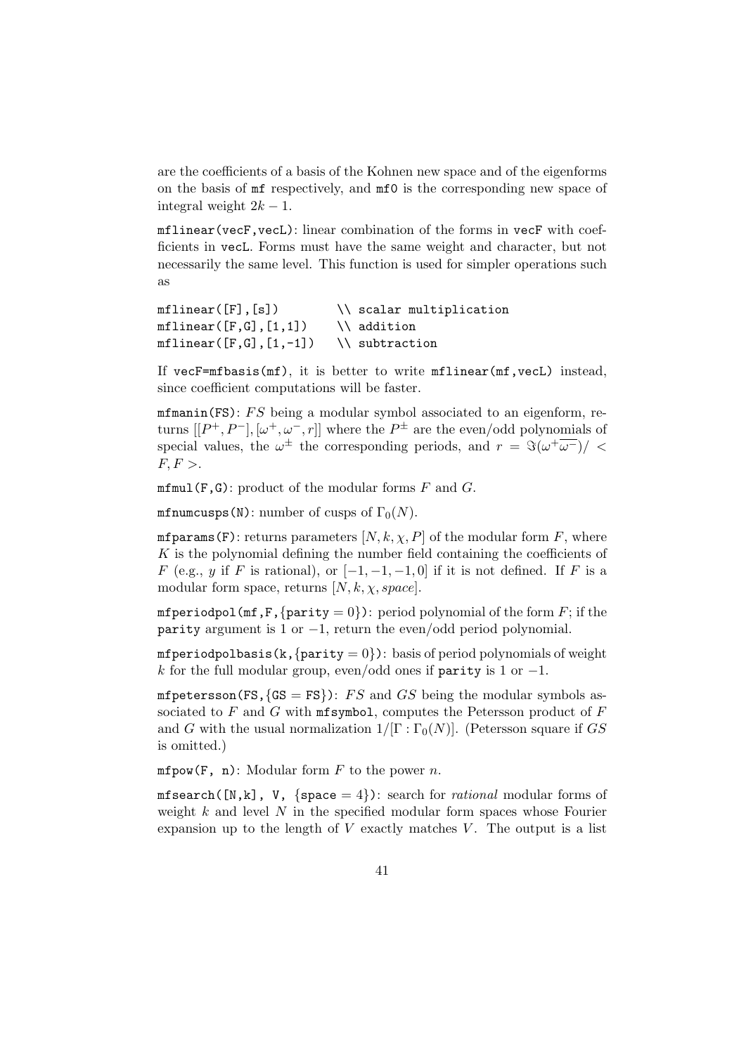are the coefficients of a basis of the Kohnen new space and of the eigenforms on the basis of `mf` respectively, and `mf0` is the corresponding new space of integral weight $2k-1$.

`mflinear(vecF,vecL)`: linear combination of the forms in `vecF` with coefficients in `vecL`. Forms must have the same weight and character, but not necessarily the same level. This function is used for simpler operations such as

```
mflinear([F],[s])        \\ scalar multiplication
mflinear([F,G],[1,1])    \\ addition
mflinear([F,G],[1,-1])   \\ subtraction
```

If `vecF=mfbasis(mf)`, it is better to write `mflinear(mf,vecL)` instead, since coefficient computations will be faster.

`mfmanin(FS)`: $FS$ being a modular symbol associated to an eigenform, returns $[[P^+,P^-],[\omega^+,\omega^-,r]]$ where the $P^\pm$ are the even/odd polynomials of special values, the $\omega^\pm$ the corresponding periods, and $r = \Im(\omega^+\overline{\omega^-})/<F,F>$.

`mfmul(F,G)`: product of the modular forms $F$ and $G$.

`mfnumcusps(N)`: number of cusps of $\Gamma_0(N)$.

`mfparams(F)`: returns parameters $[N,k,\chi,P]$ of the modular form $F$, where $K$ is the polynomial defining the number field containing the coefficients of $F$ (e.g., $y$ if $F$ is rational), or $[-1,-1,-1,0]$ if it is not defined. If $F$ is a modular form space, returns $[N,k,\chi,space]$.

`mfperiodpol(mf,F,{parity = 0})`: period polynomial of the form $F$; if the `parity` argument is 1 or $-1$, return the even/odd period polynomial.

`mfperiodpolbasis(k,{parity = 0})`: basis of period polynomials of weight $k$ for the full modular group, even/odd ones if `parity` is 1 or $-1$.

`mfpetersson(FS,{GS = FS})`: $FS$ and $GS$ being the modular symbols associated to $F$ and $G$ with `mfsymbol`, computes the Petersson product of $F$ and $G$ with the usual normalization $1/[\Gamma:\Gamma_0(N)]$. (Petersson square if $GS$ is omitted.)

`mfpow(F, n)`: Modular form $F$ to the power $n$.

`mfsearch([N,k], V, {space = 4})`: search for *rational* modular forms of weight $k$ and level $N$ in the specified modular form spaces whose Fourier expansion up to the length of $V$ exactly matches $V$. The output is a list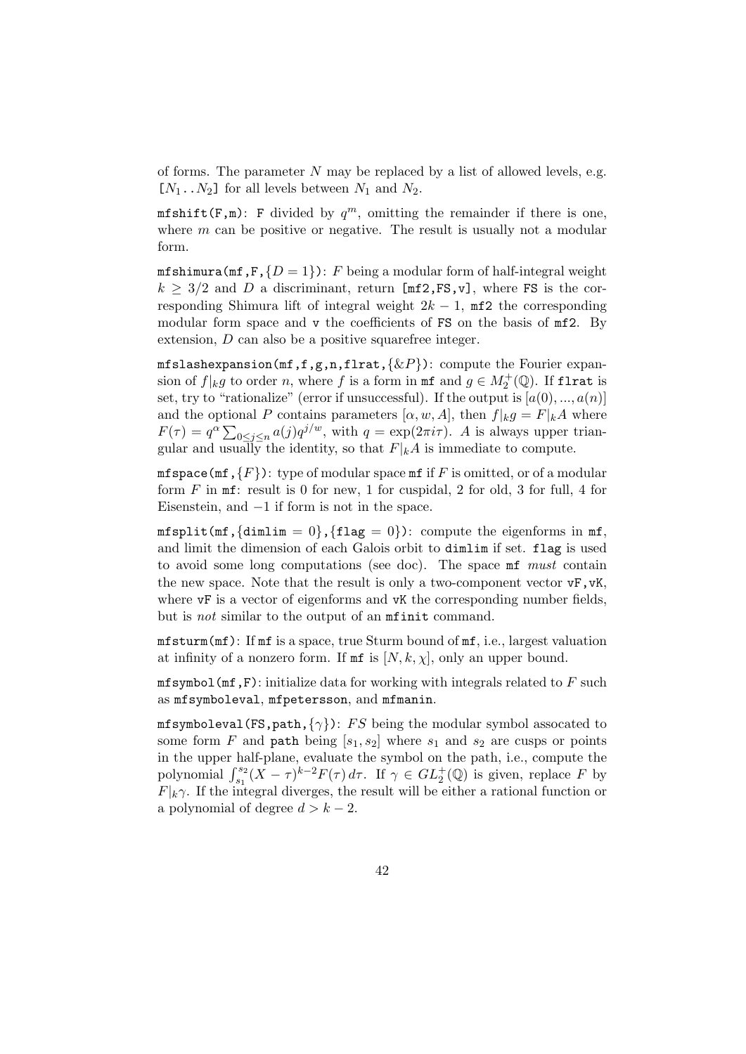of forms. The parameter $N$ may be replaced by a list of allowed levels, e.g. `[`$N_1$`..`$N_2$`]` for all levels between $N_1$ and $N_2$.

`mfshift(F,m)`: `F` divided by $q^m$, omitting the remainder if there is one, where $m$ can be positive or negative. The result is usually not a modular form.

`mfshimura(mf,F,`$\{D = 1\}$`)`: $F$ being a modular form of half-integral weight $k \geq 3/2$ and $D$ a discriminant, return `[mf2,FS,v]`, where `FS` is the corresponding Shimura lift of integral weight $2k - 1$, `mf2` the corresponding modular form space and `v` the coefficients of `FS` on the basis of `mf2`. By extension, $D$ can also be a positive squarefree integer.

`mfslashexpansion(mf,f,g,n,flrat,`$\{\&P\}$`)`: compute the Fourier expansion of $f|_k g$ to order $n$, where $f$ is a form in `mf` and $g \in M_2^+(\mathbb{Q})$. If `flrat` is set, try to "rationalize" (error if unsuccessful). If the output is $[a(0), ..., a(n)]$ and the optional $P$ contains parameters $[\alpha, w, A]$, then $f|_k g = F|_k A$ where $F(\tau) = q^\alpha \sum_{0 \leq j \leq n} a(j) q^{j/w}$, with $q = \exp(2\pi i \tau)$. $A$ is always upper triangular and usually the identity, so that $F|_k A$ is immediate to compute.

`mfspace(mf,`$\{F\}$`)`: type of modular space `mf` if $F$ is omitted, or of a modular form $F$ in `mf`: result is 0 for new, 1 for cuspidal, 2 for old, 3 for full, 4 for Eisenstein, and $-1$ if form is not in the space.

`mfsplit(mf,{dimlim = 0},{flag = 0})`: compute the eigenforms in `mf`, and limit the dimension of each Galois orbit to `dimlim` if set. `flag` is used to avoid some long computations (see doc). The space `mf` *must* contain the new space. Note that the result is only a two-component vector `vF,vK`, where `vF` is a vector of eigenforms and `vK` the corresponding number fields, but is *not* similar to the output of an `mfinit` command.

`mfsturm(mf)`: If `mf` is a space, true Sturm bound of `mf`, i.e., largest valuation at infinity of a nonzero form. If `mf` is $[N, k, \chi]$, only an upper bound.

`mfsymbol(mf,F)`: initialize data for working with integrals related to $F$ such as `mfsymboleval`, `mfpetersson`, and `mfmanin`.

`mfsymboleval(FS,path,`$\{\gamma\}$`)`: $FS$ being the modular symbol assocated to some form $F$ and `path` being $[s_1, s_2]$ where $s_1$ and $s_2$ are cusps or points in the upper half-plane, evaluate the symbol on the path, i.e., compute the polynomial $\int_{s_1}^{s_2} (X - \tau)^{k-2} F(\tau)\, d\tau$. If $\gamma \in GL_2^+(\mathbb{Q})$ is given, replace $F$ by $F|_k\gamma$. If the integral diverges, the result will be either a rational function or a polynomial of degree $d > k - 2$.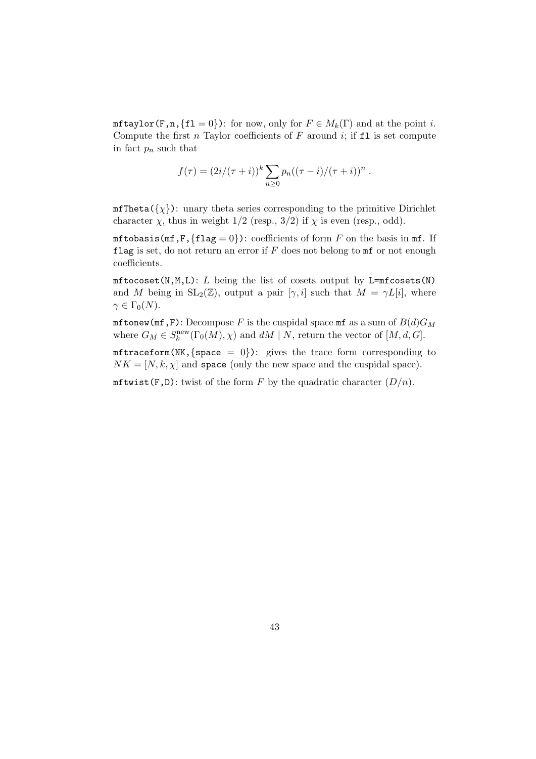`mftaylor(F,n,{fl = 0})`: for now, only for $F \in M_k(\Gamma)$ and at the point $i$. Compute the first $n$ Taylor coefficients of $F$ around $i$; if `fl` is set compute in fact $p_n$ such that

$$f(\tau) = (2i/(\tau+i))^k \sum_{n\geq 0} p_n((\tau-i)/(\tau+i))^n\ .$$

`mfTheta({χ})`: unary theta series corresponding to the primitive Dirichlet character $\chi$, thus in weight $1/2$ (resp., $3/2$) if $\chi$ is even (resp., odd).

`mftobasis(mf,F,{flag = 0})`: coefficients of form $F$ on the basis in `mf`. If `flag` is set, do not return an error if $F$ does not belong to `mf` or not enough coefficients.

`mftocoset(N,M,L)`: $L$ being the list of cosets output by `L=mfcosets(N)` and $M$ being in $\mathrm{SL}_2(\mathbb{Z})$, output a pair $[\gamma, i]$ such that $M = \gamma L[i]$, where $\gamma \in \Gamma_0(N)$.

`mftonew(mf,F)`: Decompose $F$ is the cuspidal space `mf` as a sum of $B(d)G_M$ where $G_M \in S_k^{\mathrm{new}}(\Gamma_0(M),\chi)$ and $dM \mid N$, return the vector of $[M,d,G]$.

`mftraceform(NK,{space = 0})`: gives the trace form corresponding to $NK = [N,k,\chi]$ and `space` (only the new space and the cuspidal space).

`mftwist(F,D)`: twist of the form $F$ by the quadratic character $(D/n)$.